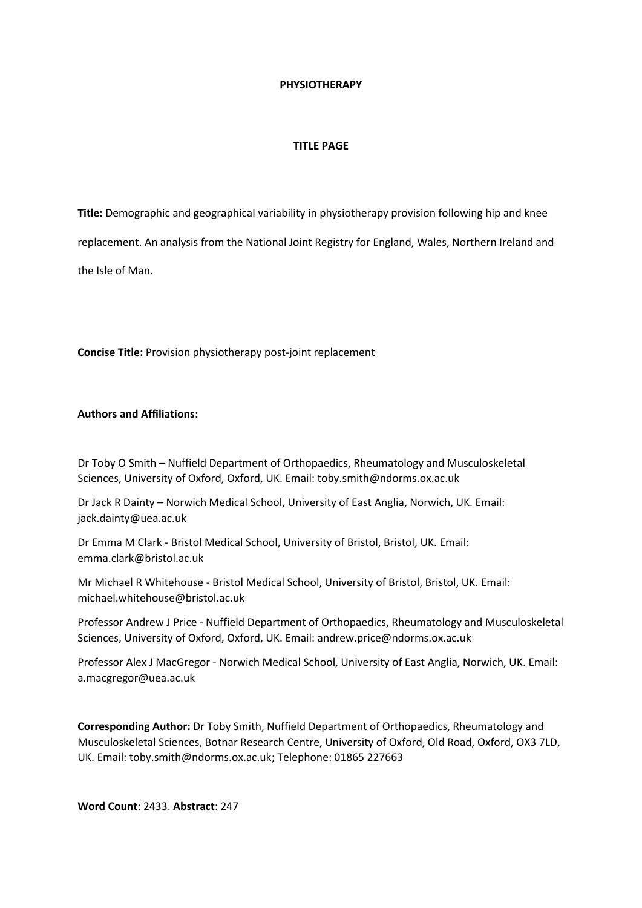**PHYSIOTHERAPY**

**TITLE PAGE**

**Title:** Demographic and geographical variability in physiotherapy provision following hip and knee replacement. An analysis from the National Joint Registry for England, Wales, Northern Ireland and the Isle of Man.

**Concise Title:** Provision physiotherapy post-joint replacement

**Authors and Affiliations:**

Dr Toby O Smith – Nuffield Department of Orthopaedics, Rheumatology and Musculoskeletal Sciences, University of Oxford, Oxford, UK. Email: toby.smith@ndorms.ox.ac.uk

Dr Jack R Dainty – Norwich Medical School, University of East Anglia, Norwich, UK. Email: jack.dainty@uea.ac.uk

Dr Emma M Clark - Bristol Medical School, University of Bristol, Bristol, UK. Email: emma.clark@bristol.ac.uk

Mr Michael R Whitehouse - Bristol Medical School, University of Bristol, Bristol, UK. Email: michael.whitehouse@bristol.ac.uk

Professor Andrew J Price - Nuffield Department of Orthopaedics, Rheumatology and Musculoskeletal Sciences, University of Oxford, Oxford, UK. Email: andrew.price@ndorms.ox.ac.uk

Professor Alex J MacGregor - Norwich Medical School, University of East Anglia, Norwich, UK. Email: a.macgregor@uea.ac.uk

**Corresponding Author:** Dr Toby Smith, Nuffield Department of Orthopaedics, Rheumatology and Musculoskeletal Sciences, Botnar Research Centre, University of Oxford, Old Road, Oxford, OX3 7LD, UK. Email: toby.smith@ndorms.ox.ac.uk; Telephone: 01865 227663

**Word Count**: 2433. **Abstract**: 247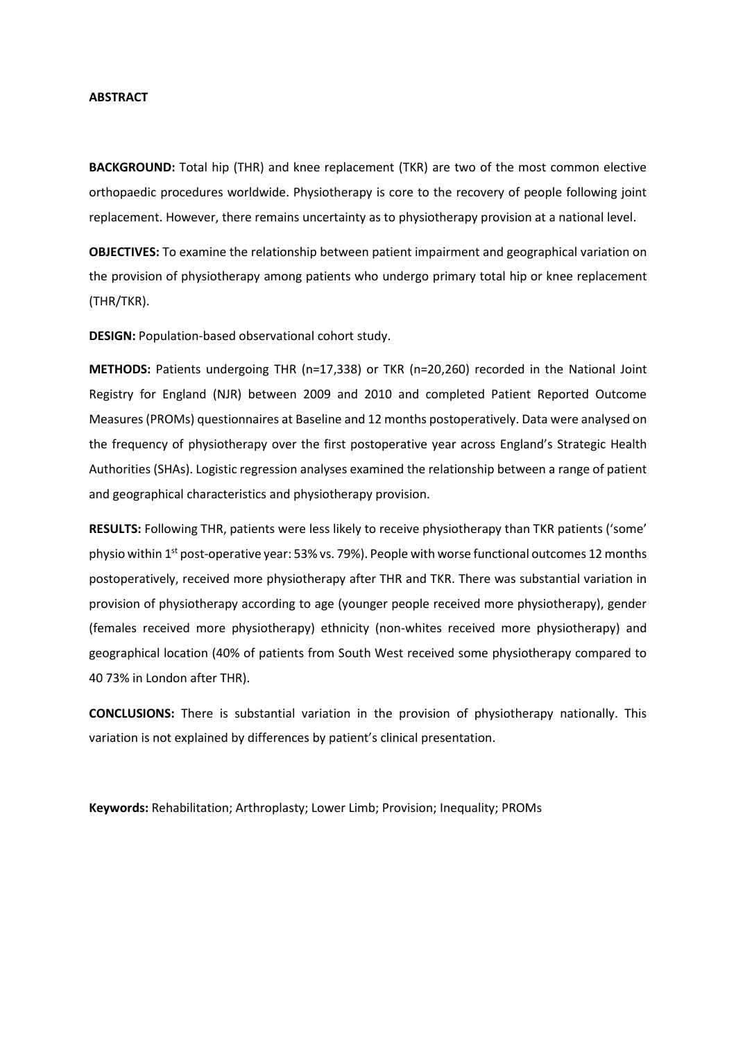**ABSTRACT**

**BACKGROUND:** Total hip (THR) and knee replacement (TKR) are two of the most common elective orthopaedic procedures worldwide. Physiotherapy is core to the recovery of people following joint replacement. However, there remains uncertainty as to physiotherapy provision at a national level.

**OBJECTIVES:** To examine the relationship between patient impairment and geographical variation on the provision of physiotherapy among patients who undergo primary total hip or knee replacement (THR/TKR).

**DESIGN:** Population-based observational cohort study.

**METHODS:** Patients undergoing THR (n=17,338) or TKR (n=20,260) recorded in the National Joint Registry for England (NJR) between 2009 and 2010 and completed Patient Reported Outcome Measures (PROMs) questionnaires at Baseline and 12 months postoperatively. Data were analysed on the frequency of physiotherapy over the first postoperative year across England's Strategic Health Authorities (SHAs). Logistic regression analyses examined the relationship between a range of patient and geographical characteristics and physiotherapy provision.

**RESULTS:** Following THR, patients were less likely to receive physiotherapy than TKR patients ('some' physio within 1st post-operative year: 53% vs. 79%). People with worse functional outcomes 12 months postoperatively, received more physiotherapy after THR and TKR. There was substantial variation in provision of physiotherapy according to age (younger people received more physiotherapy), gender (females received more physiotherapy) ethnicity (non-whites received more physiotherapy) and geographical location (40% of patients from South West received some physiotherapy compared to 40 73% in London after THR).

**CONCLUSIONS:** There is substantial variation in the provision of physiotherapy nationally. This variation is not explained by differences by patient's clinical presentation.

**Keywords:** Rehabilitation; Arthroplasty; Lower Limb; Provision; Inequality; PROMs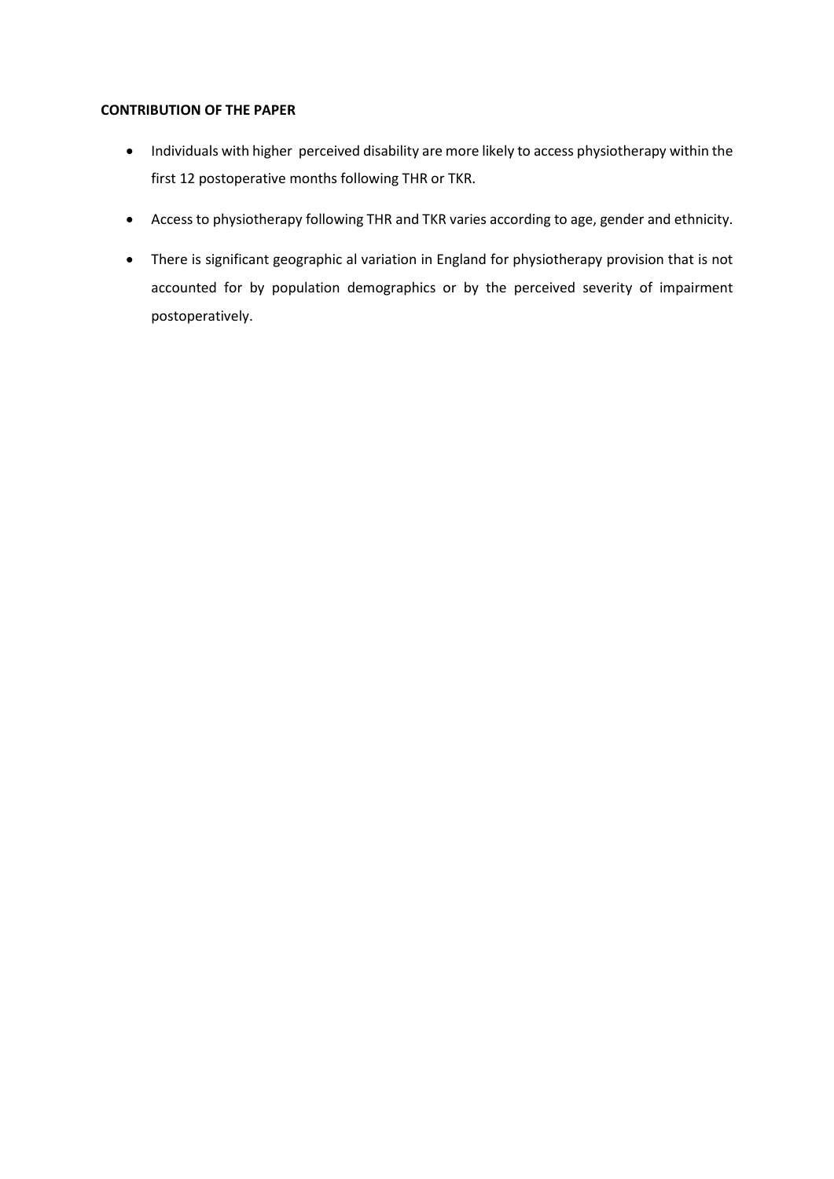**CONTRIBUTION OF THE PAPER**

- Individuals with higher perceived disability are more likely to access physiotherapy within the first 12 postoperative months following THR or TKR.
- Access to physiotherapy following THR and TKR varies according to age, gender and ethnicity.
- There is significant geographic al variation in England for physiotherapy provision that is not accounted for by population demographics or by the perceived severity of impairment postoperatively.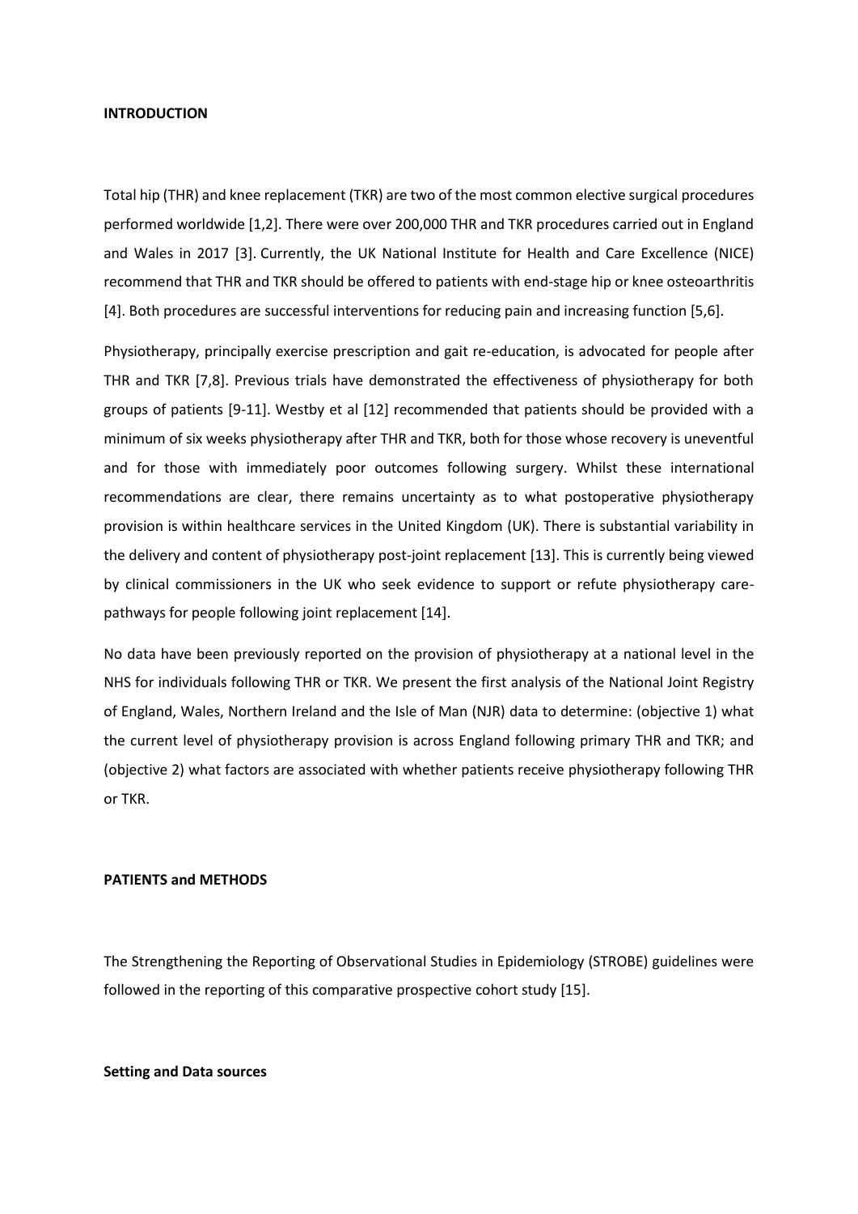## INTRODUCTION

Total hip (THR) and knee replacement (TKR) are two of the most common elective surgical procedures performed worldwide [1,2]. There were over 200,000 THR and TKR procedures carried out in England and Wales in 2017 [3]. Currently, the UK National Institute for Health and Care Excellence (NICE) recommend that THR and TKR should be offered to patients with end-stage hip or knee osteoarthritis [4]. Both procedures are successful interventions for reducing pain and increasing function [5,6].

Physiotherapy, principally exercise prescription and gait re-education, is advocated for people after THR and TKR [7,8]. Previous trials have demonstrated the effectiveness of physiotherapy for both groups of patients [9-11]. Westby et al [12] recommended that patients should be provided with a minimum of six weeks physiotherapy after THR and TKR, both for those whose recovery is uneventful and for those with immediately poor outcomes following surgery. Whilst these international recommendations are clear, there remains uncertainty as to what postoperative physiotherapy provision is within healthcare services in the United Kingdom (UK). There is substantial variability in the delivery and content of physiotherapy post-joint replacement [13]. This is currently being viewed by clinical commissioners in the UK who seek evidence to support or refute physiotherapy care-pathways for people following joint replacement [14].

No data have been previously reported on the provision of physiotherapy at a national level in the NHS for individuals following THR or TKR. We present the first analysis of the National Joint Registry of England, Wales, Northern Ireland and the Isle of Man (NJR) data to determine: (objective 1) what the current level of physiotherapy provision is across England following primary THR and TKR; and (objective 2) what factors are associated with whether patients receive physiotherapy following THR or TKR.

## PATIENTS and METHODS

The Strengthening the Reporting of Observational Studies in Epidemiology (STROBE) guidelines were followed in the reporting of this comparative prospective cohort study [15].

### Setting and Data sources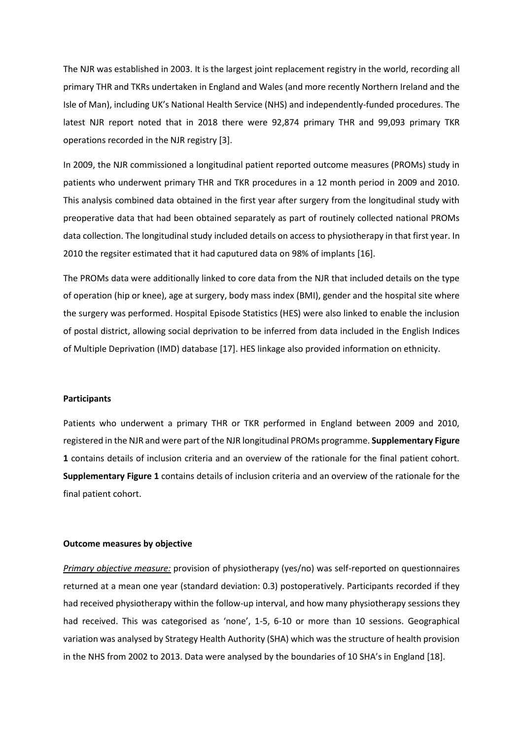The NJR was established in 2003. It is the largest joint replacement registry in the world, recording all primary THR and TKRs undertaken in England and Wales (and more recently Northern Ireland and the Isle of Man), including UK's National Health Service (NHS) and independently-funded procedures. The latest NJR report noted that in 2018 there were 92,874 primary THR and 99,093 primary TKR operations recorded in the NJR registry [3].

In 2009, the NJR commissioned a longitudinal patient reported outcome measures (PROMs) study in patients who underwent primary THR and TKR procedures in a 12 month period in 2009 and 2010. This analysis combined data obtained in the first year after surgery from the longitudinal study with preoperative data that had been obtained separately as part of routinely collected national PROMs data collection. The longitudinal study included details on access to physiotherapy in that first year. In 2010 the regsiter estimated that it had caputured data on 98% of implants [16].

The PROMs data were additionally linked to core data from the NJR that included details on the type of operation (hip or knee), age at surgery, body mass index (BMI), gender and the hospital site where the surgery was performed. Hospital Episode Statistics (HES) were also linked to enable the inclusion of postal district, allowing social deprivation to be inferred from data included in the English Indices of Multiple Deprivation (IMD) database [17]. HES linkage also provided information on ethnicity.

**Participants**

Patients who underwent a primary THR or TKR performed in England between 2009 and 2010, registered in the NJR and were part of the NJR longitudinal PROMs programme. **Supplementary Figure 1** contains details of inclusion criteria and an overview of the rationale for the final patient cohort. **Supplementary Figure 1** contains details of inclusion criteria and an overview of the rationale for the final patient cohort.

**Outcome measures by objective**

*Primary objective measure:* provision of physiotherapy (yes/no) was self-reported on questionnaires returned at a mean one year (standard deviation: 0.3) postoperatively. Participants recorded if they had received physiotherapy within the follow-up interval, and how many physiotherapy sessions they had received. This was categorised as 'none', 1-5, 6-10 or more than 10 sessions. Geographical variation was analysed by Strategy Health Authority (SHA) which was the structure of health provision in the NHS from 2002 to 2013. Data were analysed by the boundaries of 10 SHA's in England [18].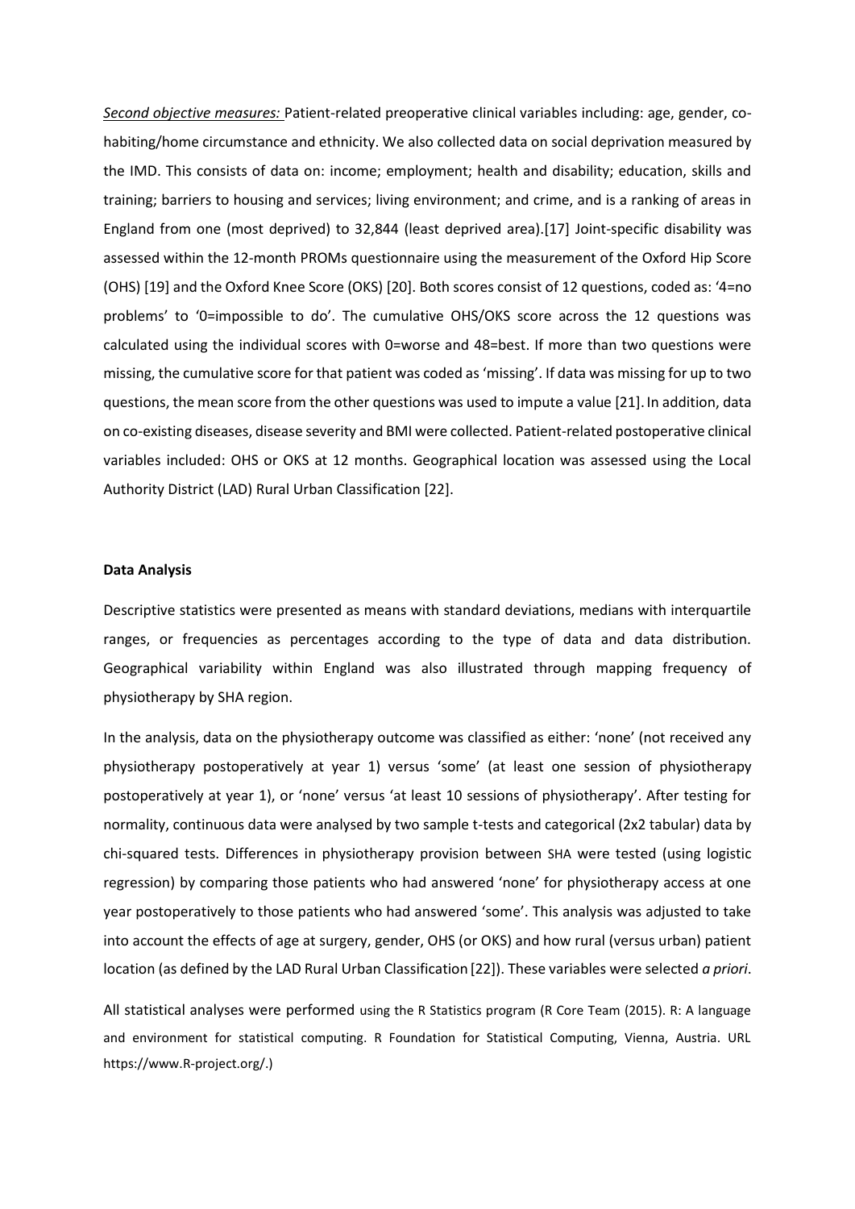*Second objective measures:* Patient-related preoperative clinical variables including: age, gender, co-habiting/home circumstance and ethnicity. We also collected data on social deprivation measured by the IMD. This consists of data on: income; employment; health and disability; education, skills and training; barriers to housing and services; living environment; and crime, and is a ranking of areas in England from one (most deprived) to 32,844 (least deprived area).[17] Joint-specific disability was assessed within the 12-month PROMs questionnaire using the measurement of the Oxford Hip Score (OHS) [19] and the Oxford Knee Score (OKS) [20]. Both scores consist of 12 questions, coded as: '4=no problems' to '0=impossible to do'. The cumulative OHS/OKS score across the 12 questions was calculated using the individual scores with 0=worse and 48=best. If more than two questions were missing, the cumulative score for that patient was coded as 'missing'. If data was missing for up to two questions, the mean score from the other questions was used to impute a value [21]. In addition, data on co-existing diseases, disease severity and BMI were collected. Patient-related postoperative clinical variables included: OHS or OKS at 12 months. Geographical location was assessed using the Local Authority District (LAD) Rural Urban Classification [22].

**Data Analysis**

Descriptive statistics were presented as means with standard deviations, medians with interquartile ranges, or frequencies as percentages according to the type of data and data distribution. Geographical variability within England was also illustrated through mapping frequency of physiotherapy by SHA region.

In the analysis, data on the physiotherapy outcome was classified as either: 'none' (not received any physiotherapy postoperatively at year 1) versus 'some' (at least one session of physiotherapy postoperatively at year 1), or 'none' versus 'at least 10 sessions of physiotherapy'. After testing for normality, continuous data were analysed by two sample t-tests and categorical (2x2 tabular) data by chi-squared tests. Differences in physiotherapy provision between SHA were tested (using logistic regression) by comparing those patients who had answered 'none' for physiotherapy access at one year postoperatively to those patients who had answered 'some'. This analysis was adjusted to take into account the effects of age at surgery, gender, OHS (or OKS) and how rural (versus urban) patient location (as defined by the LAD Rural Urban Classification [22]). These variables were selected *a priori*.

All statistical analyses were performed using the R Statistics program (R Core Team (2015). R: A language and environment for statistical computing. R Foundation for Statistical Computing, Vienna, Austria. URL https://www.R-project.org/.)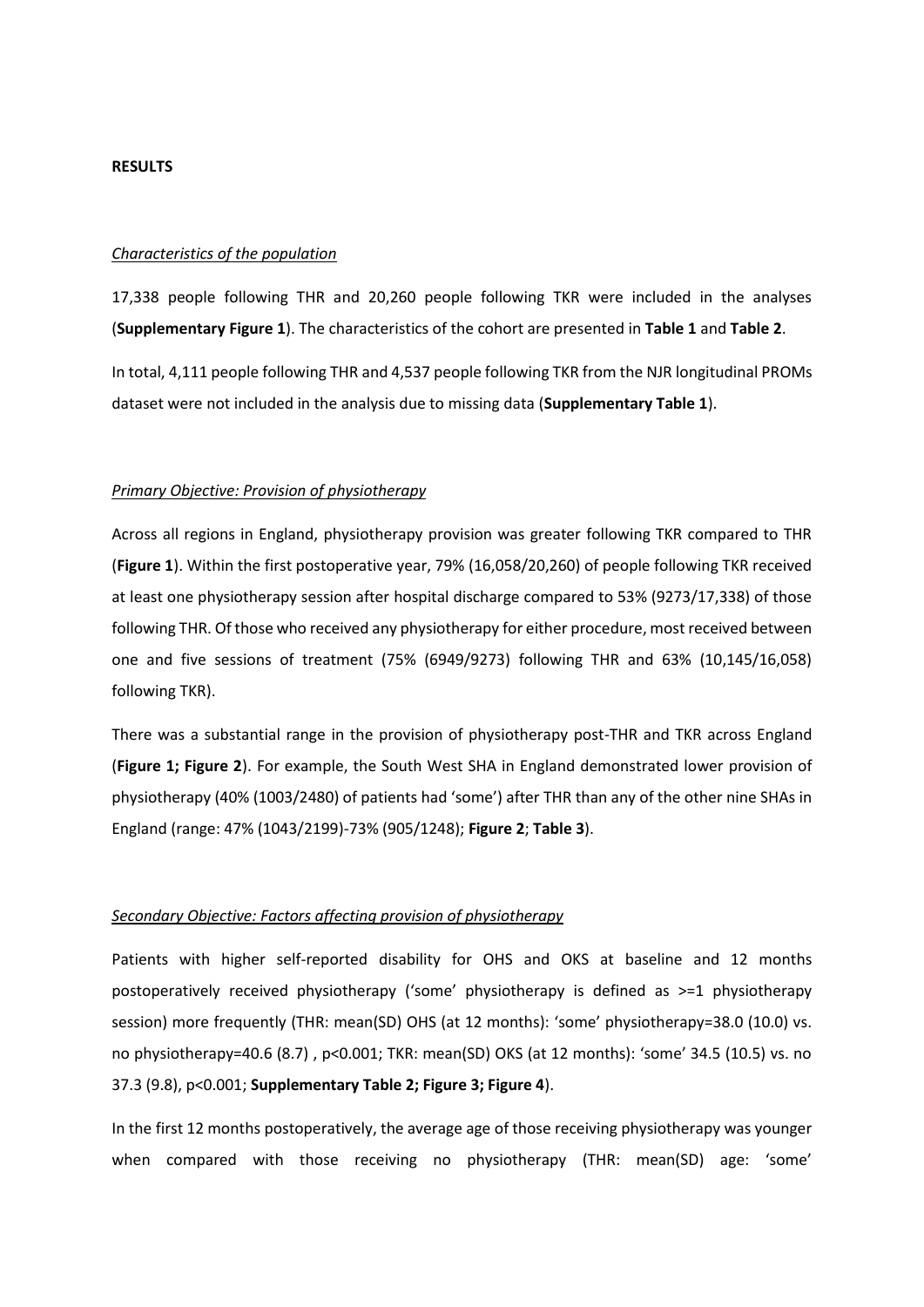## RESULTS

*Characteristics of the population*

17,338 people following THR and 20,260 people following TKR were included in the analyses (**Supplementary Figure 1**). The characteristics of the cohort are presented in **Table 1** and **Table 2**.

In total, 4,111 people following THR and 4,537 people following TKR from the NJR longitudinal PROMs dataset were not included in the analysis due to missing data (**Supplementary Table 1**).

*Primary Objective: Provision of physiotherapy*

Across all regions in England, physiotherapy provision was greater following TKR compared to THR (**Figure 1**). Within the first postoperative year, 79% (16,058/20,260) of people following TKR received at least one physiotherapy session after hospital discharge compared to 53% (9273/17,338) of those following THR. Of those who received any physiotherapy for either procedure, most received between one and five sessions of treatment (75% (6949/9273) following THR and 63% (10,145/16,058) following TKR).

There was a substantial range in the provision of physiotherapy post-THR and TKR across England (**Figure 1; Figure 2**). For example, the South West SHA in England demonstrated lower provision of physiotherapy (40% (1003/2480) of patients had 'some') after THR than any of the other nine SHAs in England (range: 47% (1043/2199)-73% (905/1248); **Figure 2**; **Table 3**).

*Secondary Objective: Factors affecting provision of physiotherapy*

Patients with higher self-reported disability for OHS and OKS at baseline and 12 months postoperatively received physiotherapy ('some' physiotherapy is defined as >=1 physiotherapy session) more frequently (THR: mean(SD) OHS (at 12 months): 'some' physiotherapy=38.0 (10.0) vs. no physiotherapy=40.6 (8.7) , $p<0.001$; TKR: mean(SD) OKS (at 12 months): 'some' 34.5 (10.5) vs. no 37.3 (9.8), $p<0.001$; **Supplementary Table 2; Figure 3; Figure 4**).

In the first 12 months postoperatively, the average age of those receiving physiotherapy was younger when compared with those receiving no physiotherapy (THR: mean(SD) age: 'some'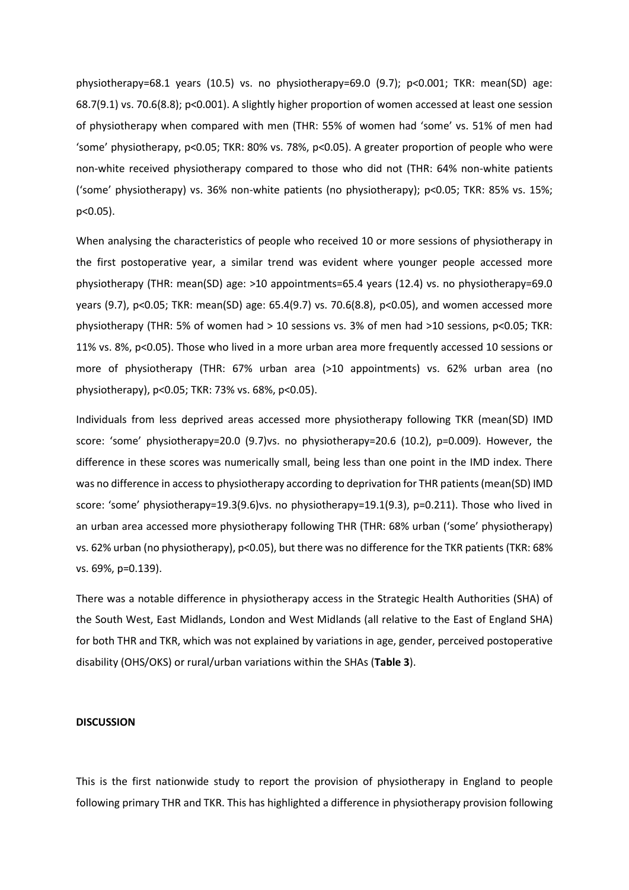physiotherapy=68.1 years (10.5) vs. no physiotherapy=69.0 (9.7); $p<0.001$; TKR: mean(SD) age: 68.7(9.1) vs. 70.6(8.8); $p<0.001$). A slightly higher proportion of women accessed at least one session of physiotherapy when compared with men (THR: 55% of women had 'some' vs. 51% of men had 'some' physiotherapy, $p<0.05$; TKR: 80% vs. 78%, $p<0.05$). A greater proportion of people who were non-white received physiotherapy compared to those who did not (THR: 64% non-white patients ('some' physiotherapy) vs. 36% non-white patients (no physiotherapy); $p<0.05$; TKR: 85% vs. 15%; $p<0.05$).

When analysing the characteristics of people who received 10 or more sessions of physiotherapy in the first postoperative year, a similar trend was evident where younger people accessed more physiotherapy (THR: mean(SD) age: >10 appointments=65.4 years (12.4) vs. no physiotherapy=69.0 years (9.7), $p<0.05$; TKR: mean(SD) age: 65.4(9.7) vs. 70.6(8.8), $p<0.05$), and women accessed more physiotherapy (THR: 5% of women had > 10 sessions vs. 3% of men had >10 sessions, $p<0.05$; TKR: 11% vs. 8%, $p<0.05$). Those who lived in a more urban area more frequently accessed 10 sessions or more of physiotherapy (THR: 67% urban area (>10 appointments) vs. 62% urban area (no physiotherapy), $p<0.05$; TKR: 73% vs. 68%, $p<0.05$).

Individuals from less deprived areas accessed more physiotherapy following TKR (mean(SD) IMD score: 'some' physiotherapy=20.0 (9.7)vs. no physiotherapy=20.6 (10.2), $p=0.009$). However, the difference in these scores was numerically small, being less than one point in the IMD index. There was no difference in access to physiotherapy according to deprivation for THR patients (mean(SD) IMD score: 'some' physiotherapy=19.3(9.6)vs. no physiotherapy=19.1(9.3), $p=0.211$). Those who lived in an urban area accessed more physiotherapy following THR (THR: 68% urban ('some' physiotherapy) vs. 62% urban (no physiotherapy), $p<0.05$), but there was no difference for the TKR patients (TKR: 68% vs. 69%, $p=0.139$).

There was a notable difference in physiotherapy access in the Strategic Health Authorities (SHA) of the South West, East Midlands, London and West Midlands (all relative to the East of England SHA) for both THR and TKR, which was not explained by variations in age, gender, perceived postoperative disability (OHS/OKS) or rural/urban variations within the SHAs (**Table 3**).

## DISCUSSION

This is the first nationwide study to report the provision of physiotherapy in England to people following primary THR and TKR. This has highlighted a difference in physiotherapy provision following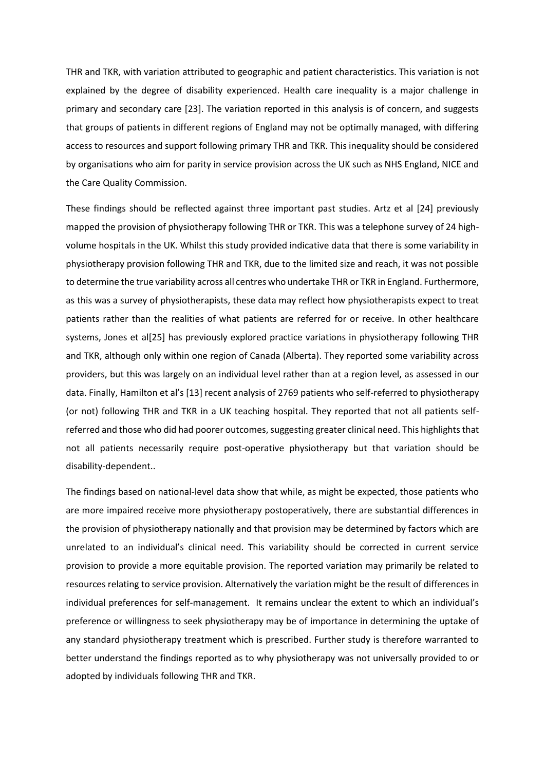THR and TKR, with variation attributed to geographic and patient characteristics. This variation is not explained by the degree of disability experienced. Health care inequality is a major challenge in primary and secondary care [23]. The variation reported in this analysis is of concern, and suggests that groups of patients in different regions of England may not be optimally managed, with differing access to resources and support following primary THR and TKR. This inequality should be considered by organisations who aim for parity in service provision across the UK such as NHS England, NICE and the Care Quality Commission.

These findings should be reflected against three important past studies. Artz et al [24] previously mapped the provision of physiotherapy following THR or TKR. This was a telephone survey of 24 high-volume hospitals in the UK. Whilst this study provided indicative data that there is some variability in physiotherapy provision following THR and TKR, due to the limited size and reach, it was not possible to determine the true variability across all centres who undertake THR or TKR in England. Furthermore, as this was a survey of physiotherapists, these data may reflect how physiotherapists expect to treat patients rather than the realities of what patients are referred for or receive. In other healthcare systems, Jones et al[25] has previously explored practice variations in physiotherapy following THR and TKR, although only within one region of Canada (Alberta). They reported some variability across providers, but this was largely on an individual level rather than at a region level, as assessed in our data. Finally, Hamilton et al's [13] recent analysis of 2769 patients who self-referred to physiotherapy (or not) following THR and TKR in a UK teaching hospital. They reported that not all patients self-referred and those who did had poorer outcomes, suggesting greater clinical need. This highlights that not all patients necessarily require post-operative physiotherapy but that variation should be disability-dependent..

The findings based on national-level data show that while, as might be expected, those patients who are more impaired receive more physiotherapy postoperatively, there are substantial differences in the provision of physiotherapy nationally and that provision may be determined by factors which are unrelated to an individual's clinical need. This variability should be corrected in current service provision to provide a more equitable provision. The reported variation may primarily be related to resources relating to service provision. Alternatively the variation might be the result of differences in individual preferences for self-management. It remains unclear the extent to which an individual's preference or willingness to seek physiotherapy may be of importance in determining the uptake of any standard physiotherapy treatment which is prescribed. Further study is therefore warranted to better understand the findings reported as to why physiotherapy was not universally provided to or adopted by individuals following THR and TKR.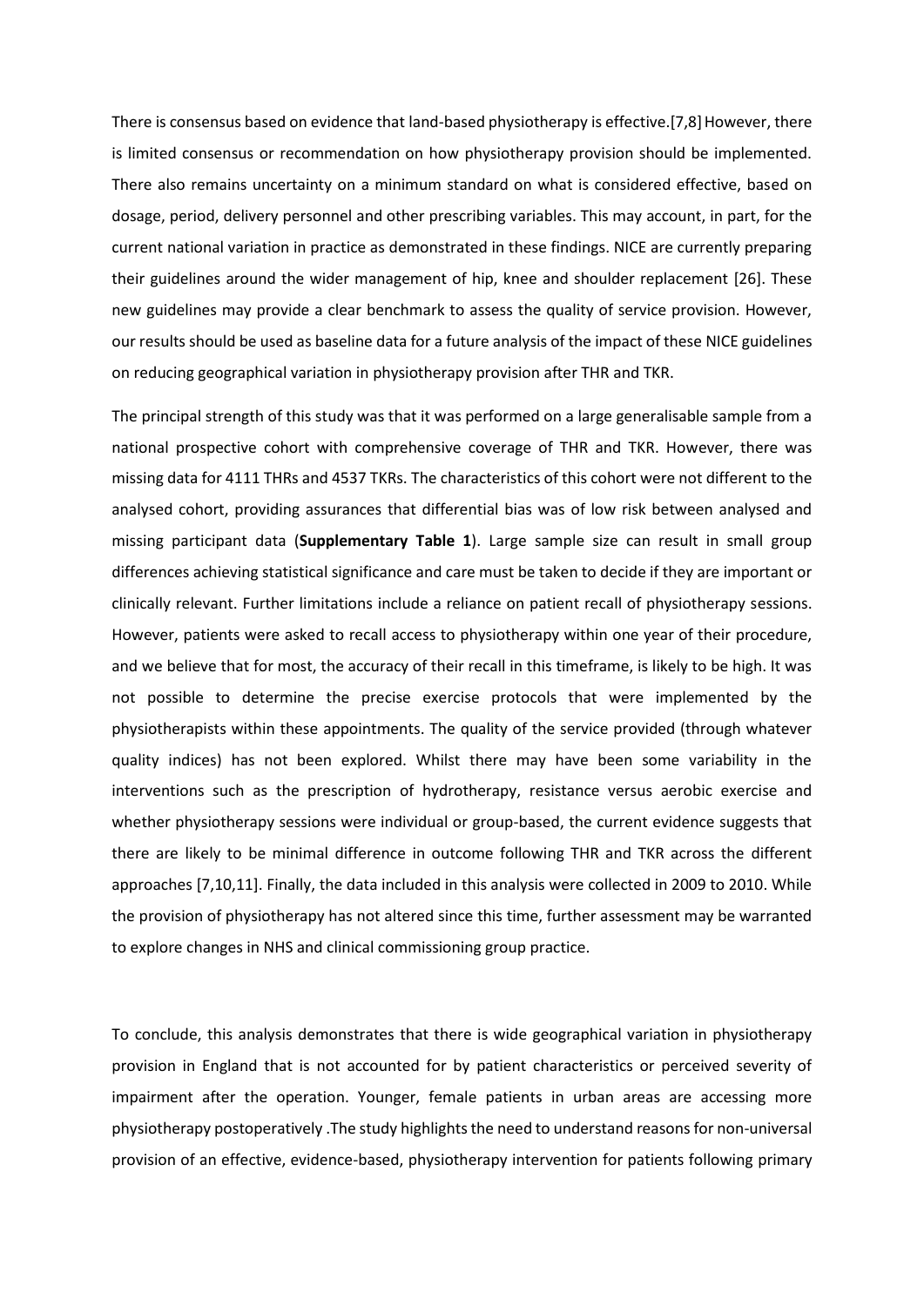There is consensus based on evidence that land-based physiotherapy is effective.[7,8] However, there is limited consensus or recommendation on how physiotherapy provision should be implemented. There also remains uncertainty on a minimum standard on what is considered effective, based on dosage, period, delivery personnel and other prescribing variables. This may account, in part, for the current national variation in practice as demonstrated in these findings. NICE are currently preparing their guidelines around the wider management of hip, knee and shoulder replacement [26]. These new guidelines may provide a clear benchmark to assess the quality of service provision. However, our results should be used as baseline data for a future analysis of the impact of these NICE guidelines on reducing geographical variation in physiotherapy provision after THR and TKR.

The principal strength of this study was that it was performed on a large generalisable sample from a national prospective cohort with comprehensive coverage of THR and TKR. However, there was missing data for 4111 THRs and 4537 TKRs. The characteristics of this cohort were not different to the analysed cohort, providing assurances that differential bias was of low risk between analysed and missing participant data (**Supplementary Table 1**). Large sample size can result in small group differences achieving statistical significance and care must be taken to decide if they are important or clinically relevant. Further limitations include a reliance on patient recall of physiotherapy sessions. However, patients were asked to recall access to physiotherapy within one year of their procedure, and we believe that for most, the accuracy of their recall in this timeframe, is likely to be high. It was not possible to determine the precise exercise protocols that were implemented by the physiotherapists within these appointments. The quality of the service provided (through whatever quality indices) has not been explored. Whilst there may have been some variability in the interventions such as the prescription of hydrotherapy, resistance versus aerobic exercise and whether physiotherapy sessions were individual or group-based, the current evidence suggests that there are likely to be minimal difference in outcome following THR and TKR across the different approaches [7,10,11]. Finally, the data included in this analysis were collected in 2009 to 2010. While the provision of physiotherapy has not altered since this time, further assessment may be warranted to explore changes in NHS and clinical commissioning group practice.

To conclude, this analysis demonstrates that there is wide geographical variation in physiotherapy provision in England that is not accounted for by patient characteristics or perceived severity of impairment after the operation. Younger, female patients in urban areas are accessing more physiotherapy postoperatively .The study highlights the need to understand reasons for non-universal provision of an effective, evidence-based, physiotherapy intervention for patients following primary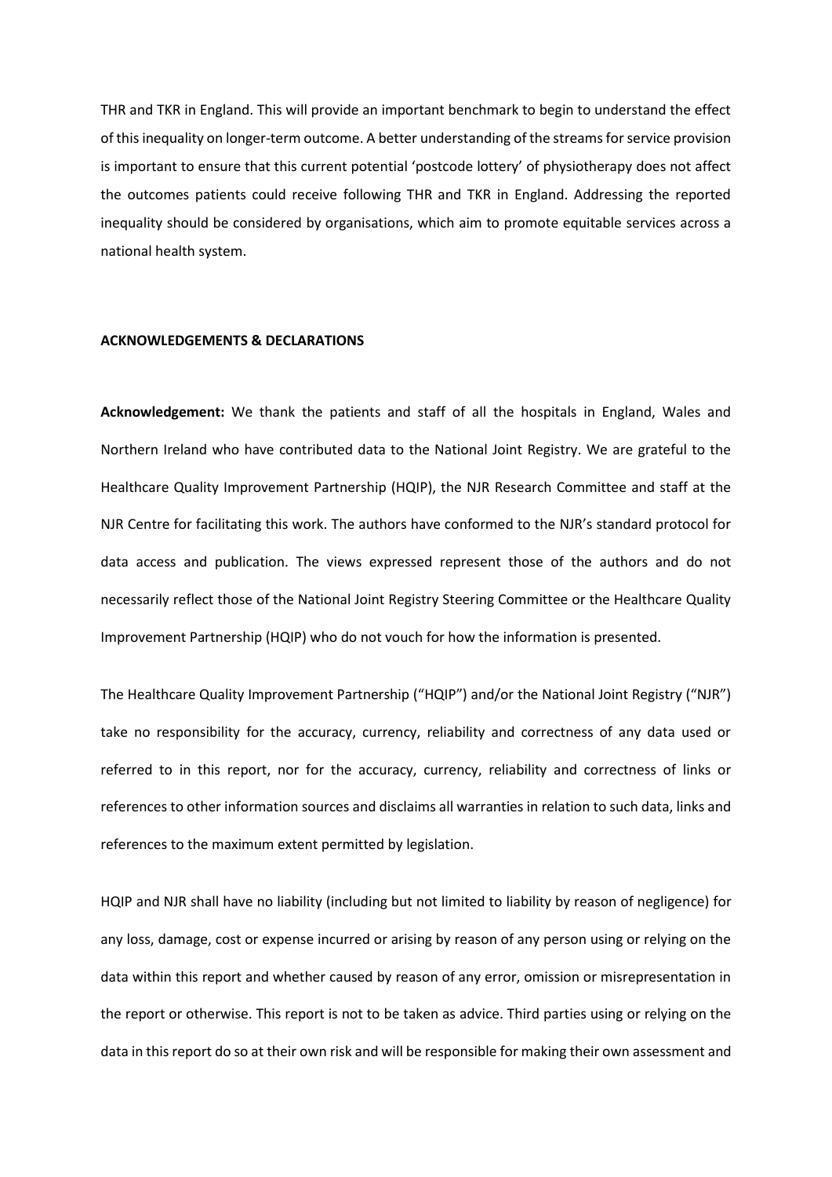THR and TKR in England. This will provide an important benchmark to begin to understand the effect of this inequality on longer-term outcome. A better understanding of the streams for service provision is important to ensure that this current potential 'postcode lottery' of physiotherapy does not affect the outcomes patients could receive following THR and TKR in England. Addressing the reported inequality should be considered by organisations, which aim to promote equitable services across a national health system.

## ACKNOWLEDGEMENTS & DECLARATIONS

**Acknowledgement:** We thank the patients and staff of all the hospitals in England, Wales and Northern Ireland who have contributed data to the National Joint Registry. We are grateful to the Healthcare Quality Improvement Partnership (HQIP), the NJR Research Committee and staff at the NJR Centre for facilitating this work. The authors have conformed to the NJR's standard protocol for data access and publication. The views expressed represent those of the authors and do not necessarily reflect those of the National Joint Registry Steering Committee or the Healthcare Quality Improvement Partnership (HQIP) who do not vouch for how the information is presented.

The Healthcare Quality Improvement Partnership ("HQIP") and/or the National Joint Registry ("NJR") take no responsibility for the accuracy, currency, reliability and correctness of any data used or referred to in this report, nor for the accuracy, currency, reliability and correctness of links or references to other information sources and disclaims all warranties in relation to such data, links and references to the maximum extent permitted by legislation.

HQIP and NJR shall have no liability (including but not limited to liability by reason of negligence) for any loss, damage, cost or expense incurred or arising by reason of any person using or relying on the data within this report and whether caused by reason of any error, omission or misrepresentation in the report or otherwise. This report is not to be taken as advice. Third parties using or relying on the data in this report do so at their own risk and will be responsible for making their own assessment and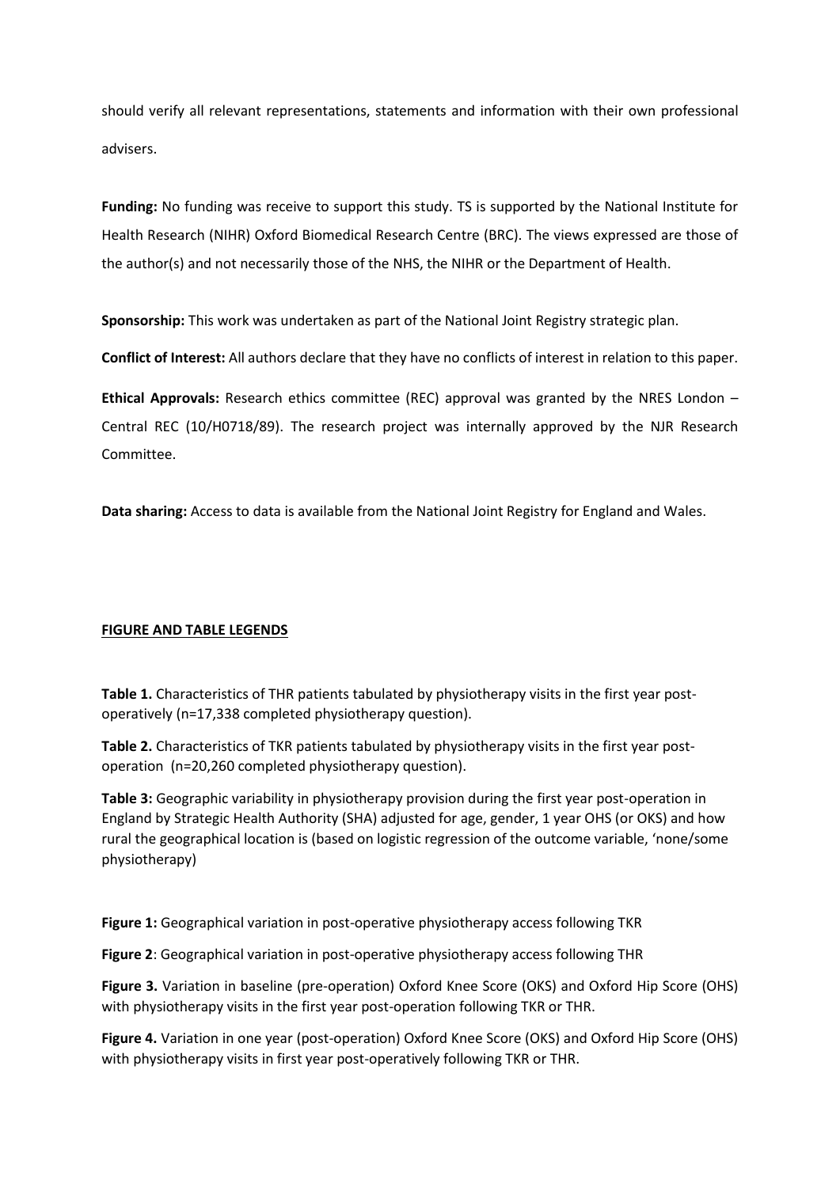should verify all relevant representations, statements and information with their own professional advisers.

**Funding:** No funding was receive to support this study. TS is supported by the National Institute for Health Research (NIHR) Oxford Biomedical Research Centre (BRC). The views expressed are those of the author(s) and not necessarily those of the NHS, the NIHR or the Department of Health.

**Sponsorship:** This work was undertaken as part of the National Joint Registry strategic plan.

**Conflict of Interest:** All authors declare that they have no conflicts of interest in relation to this paper.

**Ethical Approvals:** Research ethics committee (REC) approval was granted by the NRES London – Central REC (10/H0718/89). The research project was internally approved by the NJR Research Committee.

**Data sharing:** Access to data is available from the National Joint Registry for England and Wales.

## FIGURE AND TABLE LEGENDS

**Table 1.** Characteristics of THR patients tabulated by physiotherapy visits in the first year post-operatively (n=17,338 completed physiotherapy question).

**Table 2.** Characteristics of TKR patients tabulated by physiotherapy visits in the first year post-operation (n=20,260 completed physiotherapy question).

**Table 3:** Geographic variability in physiotherapy provision during the first year post-operation in England by Strategic Health Authority (SHA) adjusted for age, gender, 1 year OHS (or OKS) and how rural the geographical location is (based on logistic regression of the outcome variable, 'none/some physiotherapy)

**Figure 1:** Geographical variation in post-operative physiotherapy access following TKR

**Figure 2**: Geographical variation in post-operative physiotherapy access following THR

**Figure 3.** Variation in baseline (pre-operation) Oxford Knee Score (OKS) and Oxford Hip Score (OHS) with physiotherapy visits in the first year post-operation following TKR or THR.

**Figure 4.** Variation in one year (post-operation) Oxford Knee Score (OKS) and Oxford Hip Score (OHS) with physiotherapy visits in first year post-operatively following TKR or THR.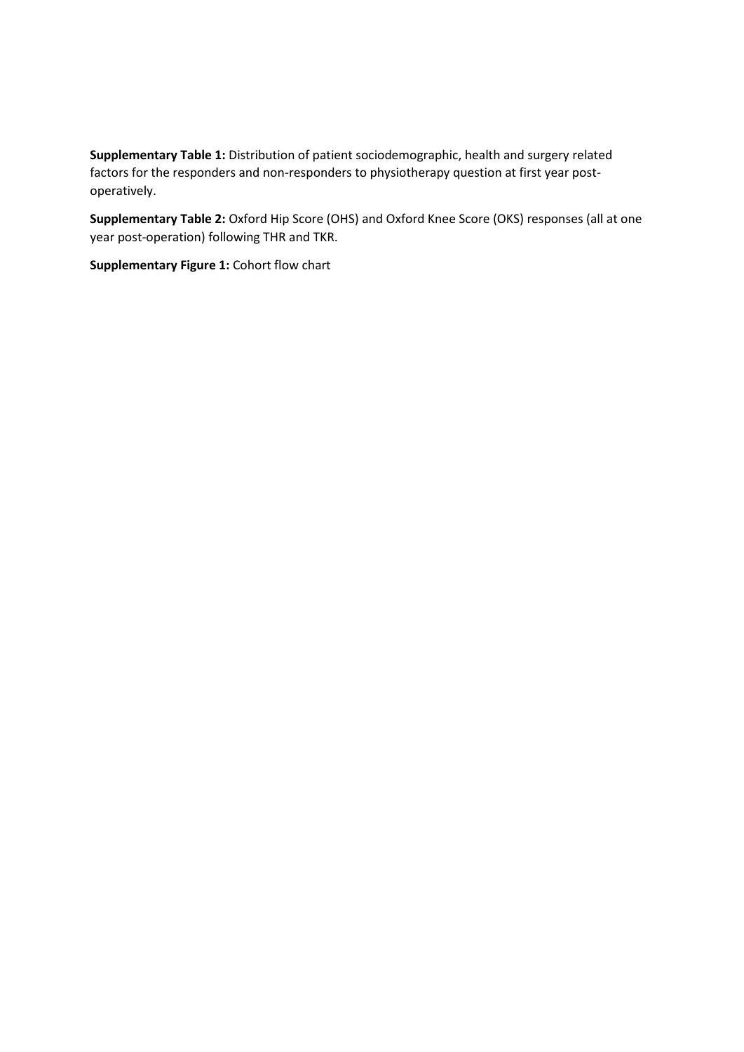**Supplementary Table 1:** Distribution of patient sociodemographic, health and surgery related factors for the responders and non-responders to physiotherapy question at first year post-operatively.

**Supplementary Table 2:** Oxford Hip Score (OHS) and Oxford Knee Score (OKS) responses (all at one year post-operation) following THR and TKR.

**Supplementary Figure 1:** Cohort flow chart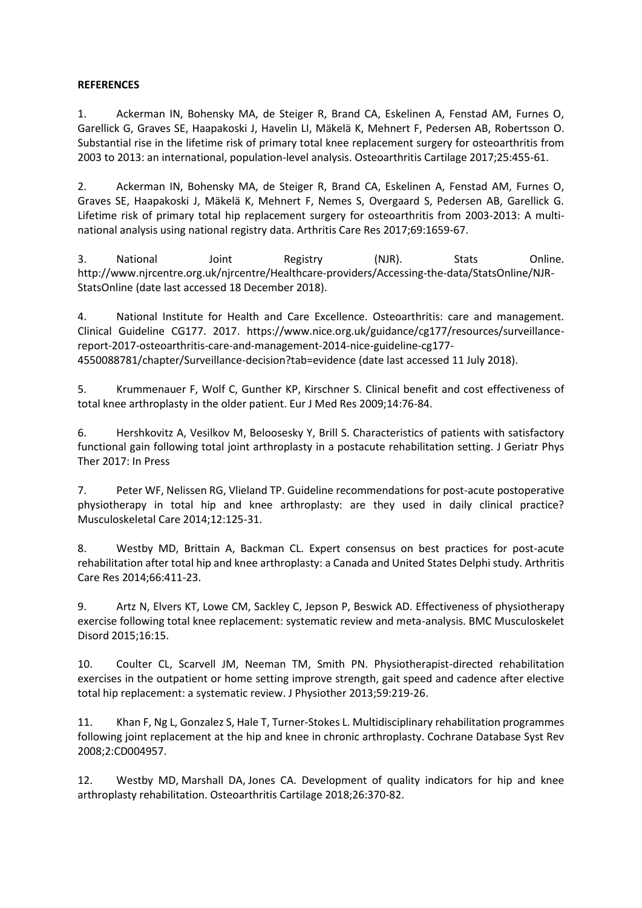**REFERENCES**

1. Ackerman IN, Bohensky MA, de Steiger R, Brand CA, Eskelinen A, Fenstad AM, Furnes O, Garellick G, Graves SE, Haapakoski J, Havelin LI, Mäkelä K, Mehnert F, Pedersen AB, Robertsson O. Substantial rise in the lifetime risk of primary total knee replacement surgery for osteoarthritis from 2003 to 2013: an international, population-level analysis. Osteoarthritis Cartilage 2017;25:455-61.

2. Ackerman IN, Bohensky MA, de Steiger R, Brand CA, Eskelinen A, Fenstad AM, Furnes O, Graves SE, Haapakoski J, Mäkelä K, Mehnert F, Nemes S, Overgaard S, Pedersen AB, Garellick G. Lifetime risk of primary total hip replacement surgery for osteoarthritis from 2003-2013: A multi-national analysis using national registry data. Arthritis Care Res 2017;69:1659-67.

3. National Joint Registry (NJR). Stats Online. http://www.njrcentre.org.uk/njrcentre/Healthcare-providers/Accessing-the-data/StatsOnline/NJR-StatsOnline (date last accessed 18 December 2018).

4. National Institute for Health and Care Excellence. Osteoarthritis: care and management. Clinical Guideline CG177. 2017. https://www.nice.org.uk/guidance/cg177/resources/surveillance-report-2017-osteoarthritis-care-and-management-2014-nice-guideline-cg177-4550088781/chapter/Surveillance-decision?tab=evidence (date last accessed 11 July 2018).

5. Krummenauer F, Wolf C, Gunther KP, Kirschner S. Clinical benefit and cost effectiveness of total knee arthroplasty in the older patient. Eur J Med Res 2009;14:76-84.

6. Hershkovitz A, Vesilkov M, Beloosesky Y, Brill S. Characteristics of patients with satisfactory functional gain following total joint arthroplasty in a postacute rehabilitation setting. J Geriatr Phys Ther 2017: In Press

7. Peter WF, Nelissen RG, Vlieland TP. Guideline recommendations for post-acute postoperative physiotherapy in total hip and knee arthroplasty: are they used in daily clinical practice? Musculoskeletal Care 2014;12:125-31.

8. Westby MD, Brittain A, Backman CL. Expert consensus on best practices for post-acute rehabilitation after total hip and knee arthroplasty: a Canada and United States Delphi study. Arthritis Care Res 2014;66:411-23.

9. Artz N, Elvers KT, Lowe CM, Sackley C, Jepson P, Beswick AD. Effectiveness of physiotherapy exercise following total knee replacement: systematic review and meta-analysis. BMC Musculoskelet Disord 2015;16:15.

10. Coulter CL, Scarvell JM, Neeman TM, Smith PN. Physiotherapist-directed rehabilitation exercises in the outpatient or home setting improve strength, gait speed and cadence after elective total hip replacement: a systematic review. J Physiother 2013;59:219-26.

11. Khan F, Ng L, Gonzalez S, Hale T, Turner-Stokes L. Multidisciplinary rehabilitation programmes following joint replacement at the hip and knee in chronic arthroplasty. Cochrane Database Syst Rev 2008;2:CD004957.

12. Westby MD, Marshall DA, Jones CA. Development of quality indicators for hip and knee arthroplasty rehabilitation. Osteoarthritis Cartilage 2018;26:370-82.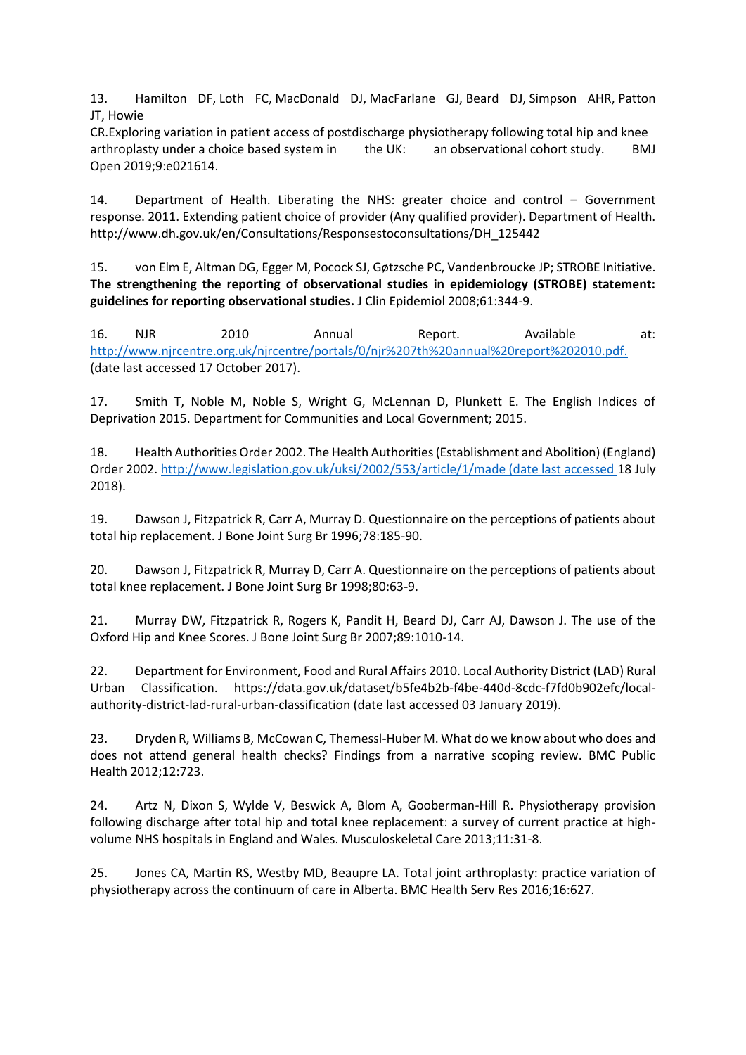13. Hamilton DF, Loth FC, MacDonald DJ, MacFarlane GJ, Beard DJ, Simpson AHR, Patton JT, Howie CR.Exploring variation in patient access of postdischarge physiotherapy following total hip and knee arthroplasty under a choice based system in the UK: an observational cohort study. BMJ Open 2019;9:e021614.

14. Department of Health. Liberating the NHS: greater choice and control – Government response. 2011. Extending patient choice of provider (Any qualified provider). Department of Health. http://www.dh.gov.uk/en/Consultations/Responsestoconsultations/DH_125442

15. von Elm E, Altman DG, Egger M, Pocock SJ, Gøtzsche PC, Vandenbroucke JP; STROBE Initiative. **The strengthening the reporting of observational studies in epidemiology (STROBE) statement: guidelines for reporting observational studies.** J Clin Epidemiol 2008;61:344-9.

16. NJR 2010 Annual Report. Available at: http://www.njrcentre.org.uk/njrcentre/portals/0/njr%207th%20annual%20report%202010.pdf. (date last accessed 17 October 2017).

17. Smith T, Noble M, Noble S, Wright G, McLennan D, Plunkett E. The English Indices of Deprivation 2015. Department for Communities and Local Government; 2015.

18. Health Authorities Order 2002. The Health Authorities (Establishment and Abolition) (England) Order 2002. http://www.legislation.gov.uk/uksi/2002/553/article/1/made (date last accessed 18 July 2018).

19. Dawson J, Fitzpatrick R, Carr A, Murray D. Questionnaire on the perceptions of patients about total hip replacement. J Bone Joint Surg Br 1996;78:185-90.

20. Dawson J, Fitzpatrick R, Murray D, Carr A. Questionnaire on the perceptions of patients about total knee replacement. J Bone Joint Surg Br 1998;80:63-9.

21. Murray DW, Fitzpatrick R, Rogers K, Pandit H, Beard DJ, Carr AJ, Dawson J. The use of the Oxford Hip and Knee Scores. J Bone Joint Surg Br 2007;89:1010-14.

22. Department for Environment, Food and Rural Affairs 2010. Local Authority District (LAD) Rural Urban Classification. https://data.gov.uk/dataset/b5fe4b2b-f4be-440d-8cdc-f7fd0b902efc/local-authority-district-lad-rural-urban-classification (date last accessed 03 January 2019).

23. Dryden R, Williams B, McCowan C, Themessl-Huber M. What do we know about who does and does not attend general health checks? Findings from a narrative scoping review. BMC Public Health 2012;12:723.

24. Artz N, Dixon S, Wylde V, Beswick A, Blom A, Gooberman-Hill R. Physiotherapy provision following discharge after total hip and total knee replacement: a survey of current practice at high-volume NHS hospitals in England and Wales. Musculoskeletal Care 2013;11:31-8.

25. Jones CA, Martin RS, Westby MD, Beaupre LA. Total joint arthroplasty: practice variation of physiotherapy across the continuum of care in Alberta. BMC Health Serv Res 2016;16:627.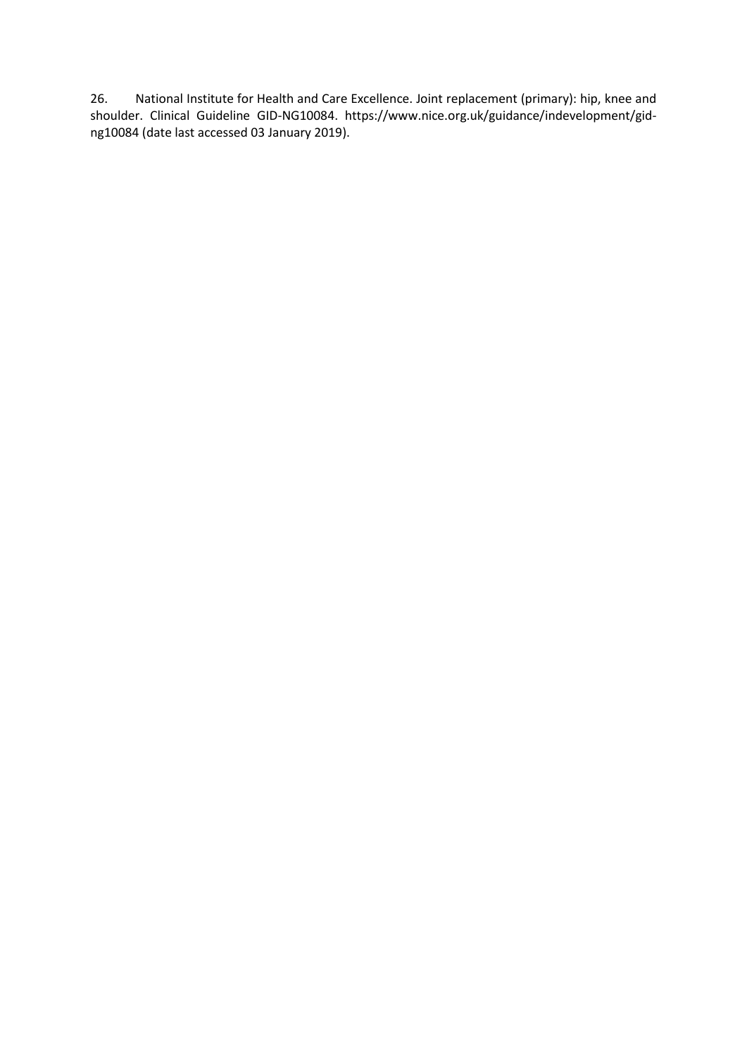26. National Institute for Health and Care Excellence. Joint replacement (primary): hip, knee and shoulder. Clinical Guideline GID-NG10084. https://www.nice.org.uk/guidance/indevelopment/gid-ng10084 (date last accessed 03 January 2019).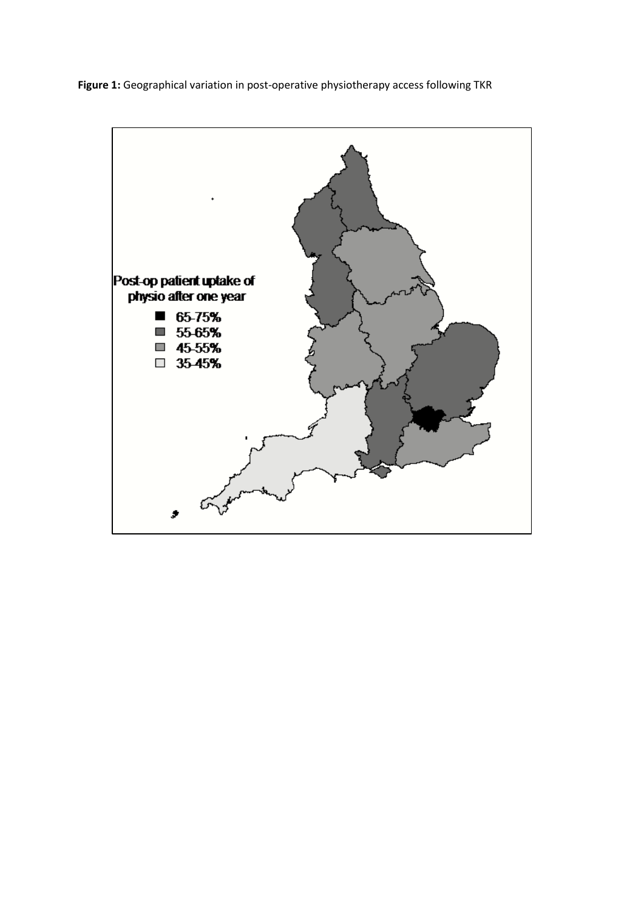**Figure 1:** Geographical variation in post-operative physiotherapy access following TKR

Post-op patient uptake of physio after one year

- 65-75%
- 55-65%
- 45-55%
- 35-45%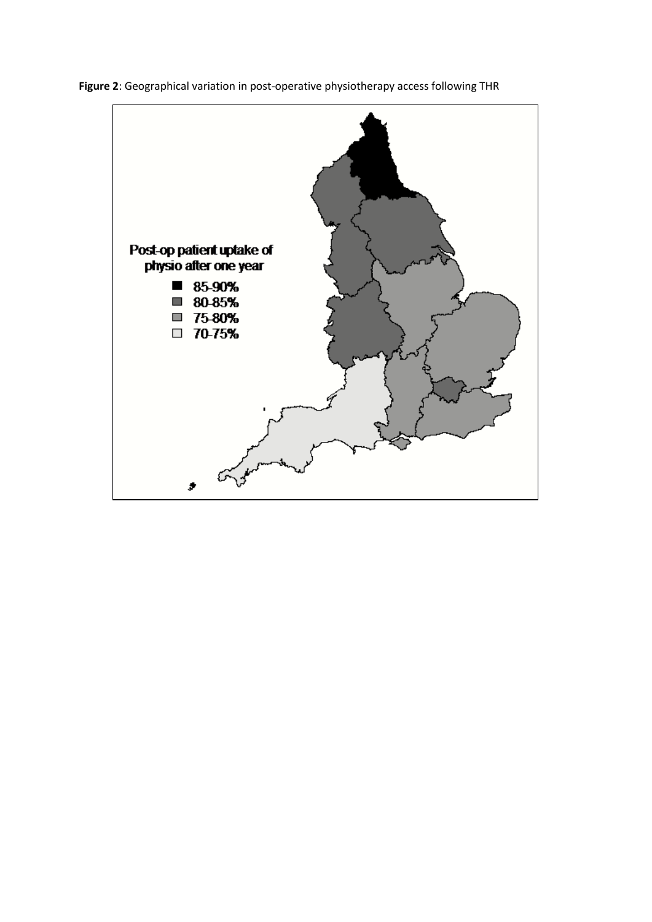**Figure 2**: Geographical variation in post-operative physiotherapy access following THR

Post-op patient uptake of physio after one year

- 85-90%
- 80-85%
- 75-80%
- 70-75%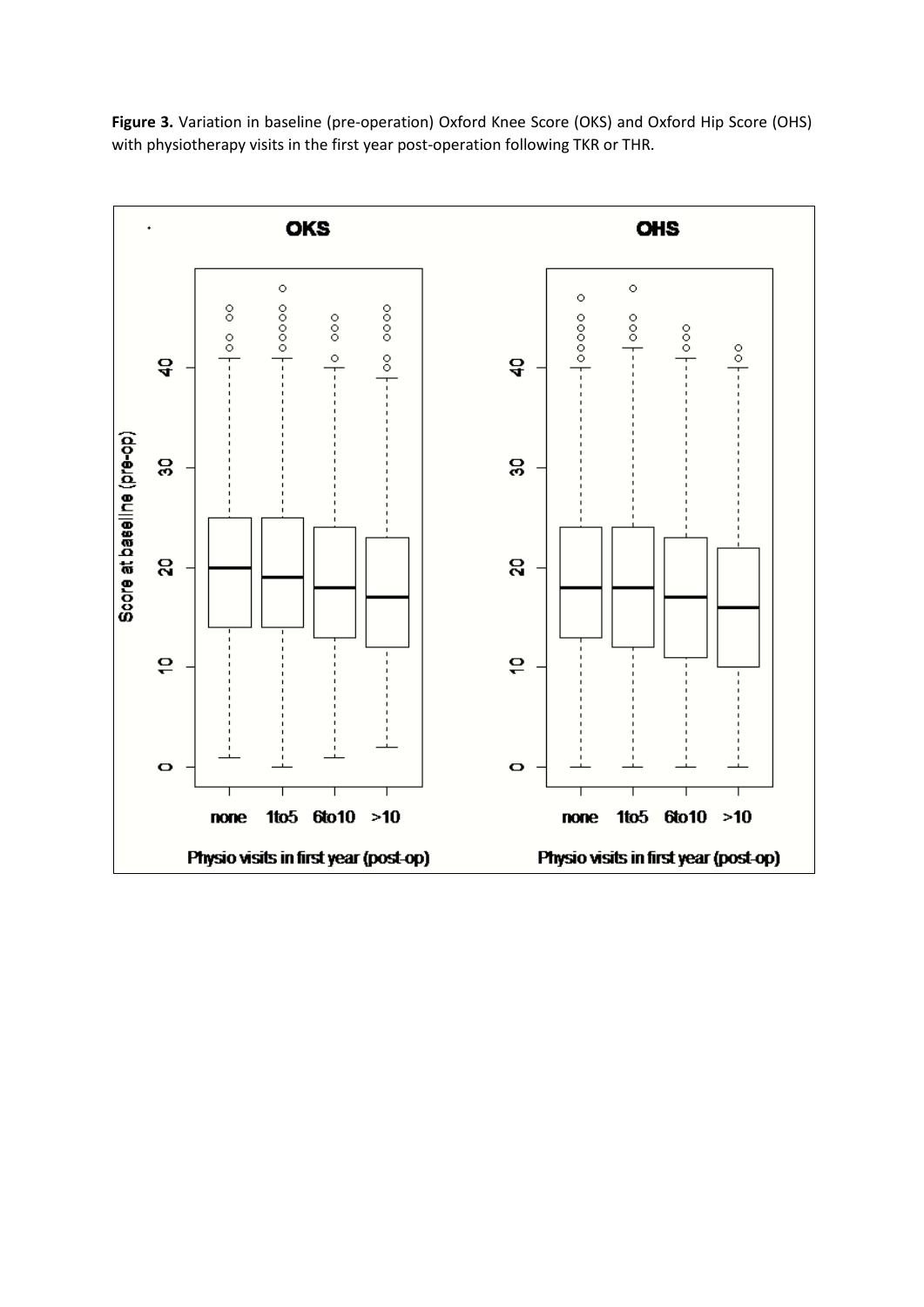**Figure 3.** Variation in baseline (pre-operation) Oxford Knee Score (OKS) and Oxford Hip Score (OHS) with physiotherapy visits in the first year post-operation following TKR or THR.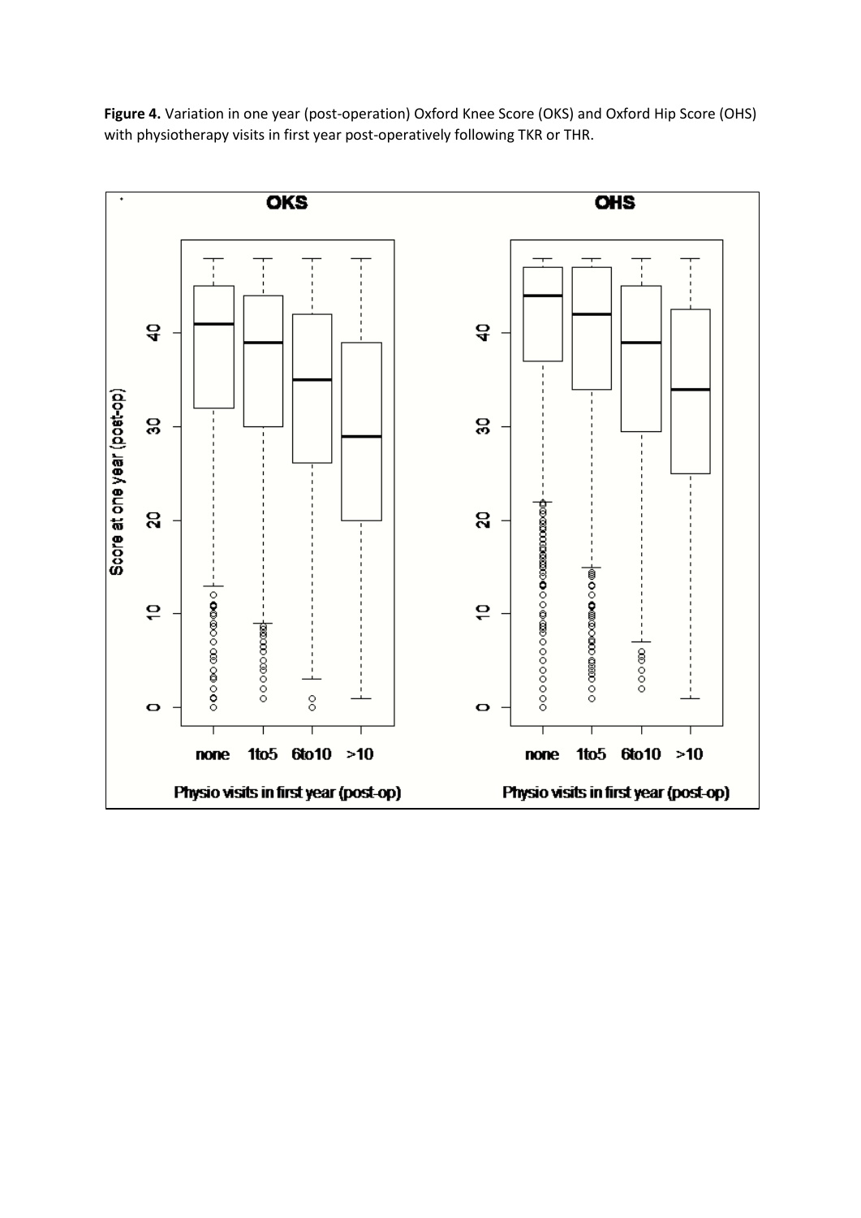**Figure 4.** Variation in one year (post-operation) Oxford Knee Score (OKS) and Oxford Hip Score (OHS) with physiotherapy visits in first year post-operatively following TKR or THR.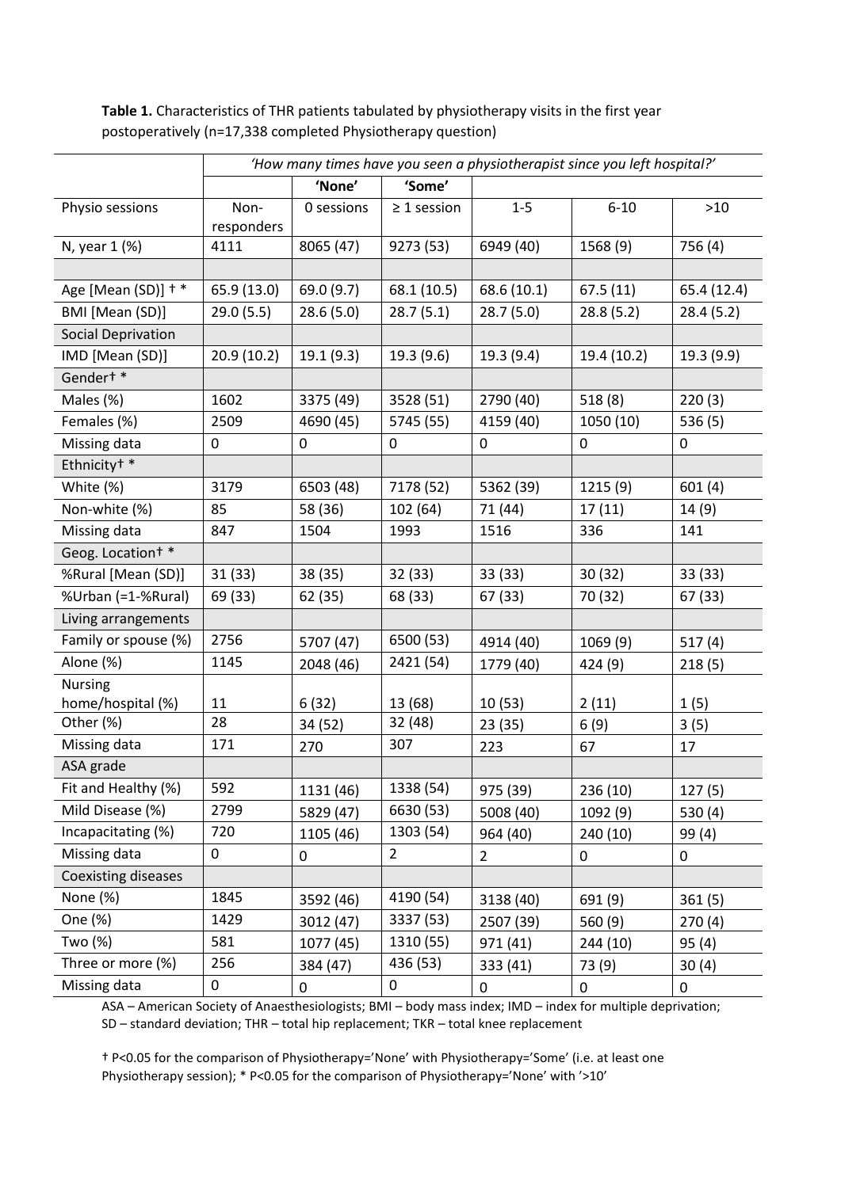**Table 1.** Characteristics of THR patients tabulated by physiotherapy visits in the first year postoperatively (n=17,338 completed Physiotherapy question)

| | *'How many times have you seen a physiotherapist since you left hospital?'* | | | | | |
|---|---|---|---|---|---|---|
| | | **'None'** | **'Some'** | | | |
| Physio sessions | Non-responders | 0 sessions | ≥ 1 session | 1-5 | 6-10 | >10 |
| N, year 1 (%) | 4111 | 8065 (47) | 9273 (53) | 6949 (40) | 1568 (9) | 756 (4) |
| | | | | | | |
| Age [Mean (SD)] † * | 65.9 (13.0) | 69.0 (9.7) | 68.1 (10.5) | 68.6 (10.1) | 67.5 (11) | 65.4 (12.4) |
| BMI [Mean (SD)] | 29.0 (5.5) | 28.6 (5.0) | 28.7 (5.1) | 28.7 (5.0) | 28.8 (5.2) | 28.4 (5.2) |
| Social Deprivation | | | | | | |
| IMD [Mean (SD)] | 20.9 (10.2) | 19.1 (9.3) | 19.3 (9.6) | 19.3 (9.4) | 19.4 (10.2) | 19.3 (9.9) |
| Gender† * | | | | | | |
| Males (%) | 1602 | 3375 (49) | 3528 (51) | 2790 (40) | 518 (8) | 220 (3) |
| Females (%) | 2509 | 4690 (45) | 5745 (55) | 4159 (40) | 1050 (10) | 536 (5) |
| Missing data | 0 | 0 | 0 | 0 | 0 | 0 |
| Ethnicity† * | | | | | | |
| White (%) | 3179 | 6503 (48) | 7178 (52) | 5362 (39) | 1215 (9) | 601 (4) |
| Non-white (%) | 85 | 58 (36) | 102 (64) | 71 (44) | 17 (11) | 14 (9) |
| Missing data | 847 | 1504 | 1993 | 1516 | 336 | 141 |
| Geog. Location† * | | | | | | |
| %Rural [Mean (SD)] | 31 (33) | 38 (35) | 32 (33) | 33 (33) | 30 (32) | 33 (33) |
| %Urban (=1-%Rural) | 69 (33) | 62 (35) | 68 (33) | 67 (33) | 70 (32) | 67 (33) |
| Living arrangements | | | | | | |
| Family or spouse (%) | 2756 | 5707 (47) | 6500 (53) | 4914 (40) | 1069 (9) | 517 (4) |
| Alone (%) | 1145 | 2048 (46) | 2421 (54) | 1779 (40) | 424 (9) | 218 (5) |
| Nursing home/hospital (%) | 11 | 6 (32) | 13 (68) | 10 (53) | 2 (11) | 1 (5) |
| Other (%) | 28 | 34 (52) | 32 (48) | 23 (35) | 6 (9) | 3 (5) |
| Missing data | 171 | 270 | 307 | 223 | 67 | 17 |
| ASA grade | | | | | | |
| Fit and Healthy (%) | 592 | 1131 (46) | 1338 (54) | 975 (39) | 236 (10) | 127 (5) |
| Mild Disease (%) | 2799 | 5829 (47) | 6630 (53) | 5008 (40) | 1092 (9) | 530 (4) |
| Incapacitating (%) | 720 | 1105 (46) | 1303 (54) | 964 (40) | 240 (10) | 99 (4) |
| Missing data | 0 | 0 | 2 | 2 | 0 | 0 |
| Coexisting diseases | | | | | | |
| None (%) | 1845 | 3592 (46) | 4190 (54) | 3138 (40) | 691 (9) | 361 (5) |
| One (%) | 1429 | 3012 (47) | 3337 (53) | 2507 (39) | 560 (9) | 270 (4) |
| Two (%) | 581 | 1077 (45) | 1310 (55) | 971 (41) | 244 (10) | 95 (4) |
| Three or more (%) | 256 | 384 (47) | 436 (53) | 333 (41) | 73 (9) | 30 (4) |
| Missing data | 0 | 0 | 0 | 0 | 0 | 0 |

ASA – American Society of Anaesthesiologists; BMI – body mass index; IMD – index for multiple deprivation; SD – standard deviation; THR – total hip replacement; TKR – total knee replacement

† P<0.05 for the comparison of Physiotherapy='None' with Physiotherapy='Some' (i.e. at least one Physiotherapy session); * P<0.05 for the comparison of Physiotherapy='None' with '>10'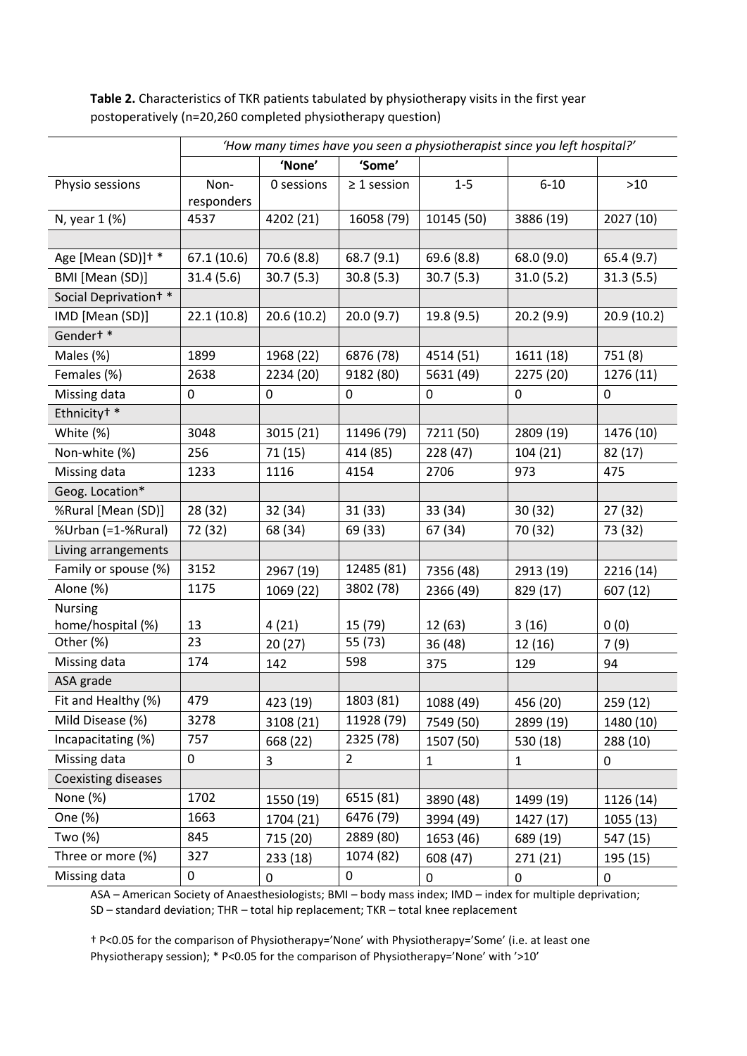**Table 2.** Characteristics of TKR patients tabulated by physiotherapy visits in the first year postoperatively (n=20,260 completed physiotherapy question)

| | *'How many times have you seen a physiotherapist since you left hospital?'* | | | | | |
|---|---|---|---|---|---|---|
| | | 'None' | 'Some' | | | |
| Physio sessions | Non-responders | 0 sessions | ≥ 1 session | 1-5 | 6-10 | >10 |
| N, year 1 (%) | 4537 | 4202 (21) | 16058 (79) | 10145 (50) | 3886 (19) | 2027 (10) |
| | | | | | | |
| Age [Mean (SD)]† * | 67.1 (10.6) | 70.6 (8.8) | 68.7 (9.1) | 69.6 (8.8) | 68.0 (9.0) | 65.4 (9.7) |
| BMI [Mean (SD)] | 31.4 (5.6) | 30.7 (5.3) | 30.8 (5.3) | 30.7 (5.3) | 31.0 (5.2) | 31.3 (5.5) |
| Social Deprivation† * | | | | | | |
| IMD [Mean (SD)] | 22.1 (10.8) | 20.6 (10.2) | 20.0 (9.7) | 19.8 (9.5) | 20.2 (9.9) | 20.9 (10.2) |
| Gender† * | | | | | | |
| Males (%) | 1899 | 1968 (22) | 6876 (78) | 4514 (51) | 1611 (18) | 751 (8) |
| Females (%) | 2638 | 2234 (20) | 9182 (80) | 5631 (49) | 2275 (20) | 1276 (11) |
| Missing data | 0 | 0 | 0 | 0 | 0 | 0 |
| Ethnicity† * | | | | | | |
| White (%) | 3048 | 3015 (21) | 11496 (79) | 7211 (50) | 2809 (19) | 1476 (10) |
| Non-white (%) | 256 | 71 (15) | 414 (85) | 228 (47) | 104 (21) | 82 (17) |
| Missing data | 1233 | 1116 | 4154 | 2706 | 973 | 475 |
| Geog. Location* | | | | | | |
| %Rural [Mean (SD)] | 28 (32) | 32 (34) | 31 (33) | 33 (34) | 30 (32) | 27 (32) |
| %Urban (=1-%Rural) | 72 (32) | 68 (34) | 69 (33) | 67 (34) | 70 (32) | 73 (32) |
| Living arrangements | | | | | | |
| Family or spouse (%) | 3152 | 2967 (19) | 12485 (81) | 7356 (48) | 2913 (19) | 2216 (14) |
| Alone (%) | 1175 | 1069 (22) | 3802 (78) | 2366 (49) | 829 (17) | 607 (12) |
| Nursing home/hospital (%) | 13 | 4 (21) | 15 (79) | 12 (63) | 3 (16) | 0 (0) |
| Other (%) | 23 | 20 (27) | 55 (73) | 36 (48) | 12 (16) | 7 (9) |
| Missing data | 174 | 142 | 598 | 375 | 129 | 94 |
| ASA grade | | | | | | |
| Fit and Healthy (%) | 479 | 423 (19) | 1803 (81) | 1088 (49) | 456 (20) | 259 (12) |
| Mild Disease (%) | 3278 | 3108 (21) | 11928 (79) | 7549 (50) | 2899 (19) | 1480 (10) |
| Incapacitating (%) | 757 | 668 (22) | 2325 (78) | 1507 (50) | 530 (18) | 288 (10) |
| Missing data | 0 | 3 | 2 | 1 | 1 | 0 |
| Coexisting diseases | | | | | | |
| None (%) | 1702 | 1550 (19) | 6515 (81) | 3890 (48) | 1499 (19) | 1126 (14) |
| One (%) | 1663 | 1704 (21) | 6476 (79) | 3994 (49) | 1427 (17) | 1055 (13) |
| Two (%) | 845 | 715 (20) | 2889 (80) | 1653 (46) | 689 (19) | 547 (15) |
| Three or more (%) | 327 | 233 (18) | 1074 (82) | 608 (47) | 271 (21) | 195 (15) |
| Missing data | 0 | 0 | 0 | 0 | 0 | 0 |

ASA – American Society of Anaesthesiologists; BMI – body mass index; IMD – index for multiple deprivation; SD – standard deviation; THR – total hip replacement; TKR – total knee replacement

† P<0.05 for the comparison of Physiotherapy='None' with Physiotherapy='Some' (i.e. at least one Physiotherapy session); * P<0.05 for the comparison of Physiotherapy='None' with '>10'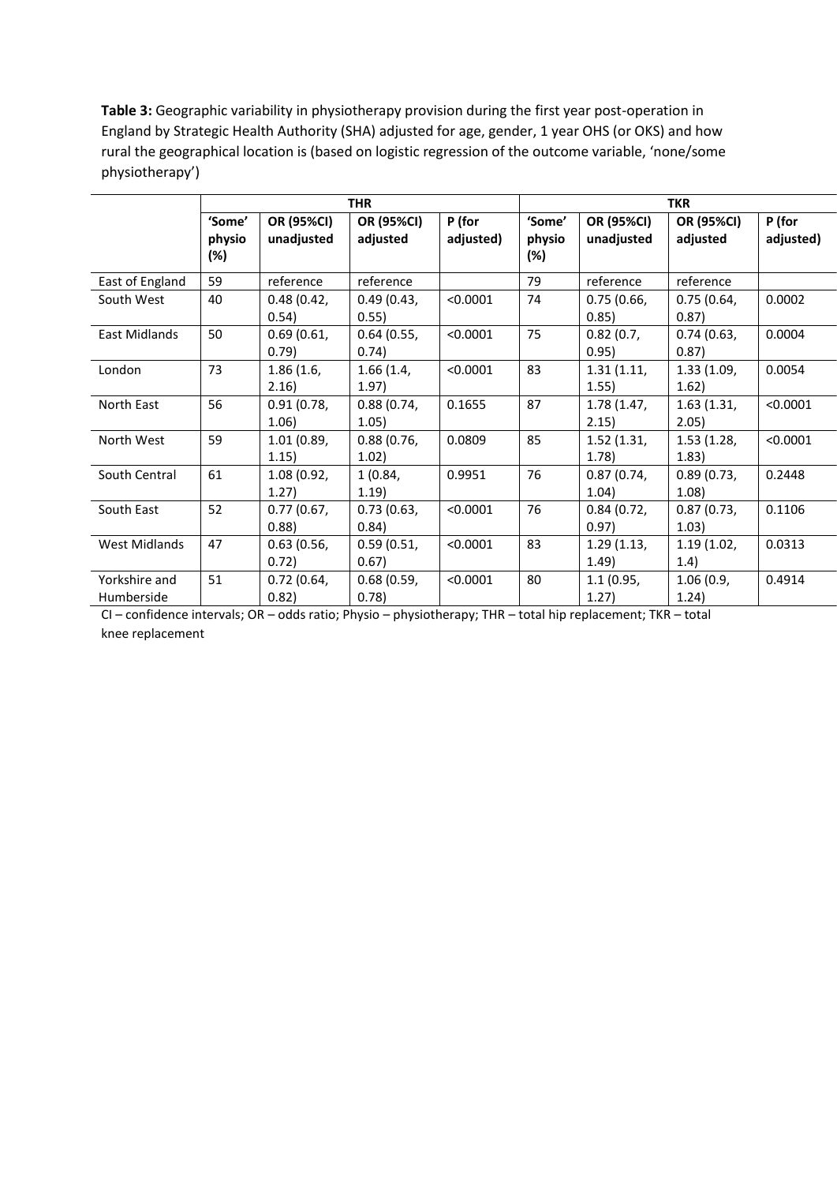**Table 3:** Geographic variability in physiotherapy provision during the first year post-operation in England by Strategic Health Authority (SHA) adjusted for age, gender, 1 year OHS (or OKS) and how rural the geographical location is (based on logistic regression of the outcome variable, 'none/some physiotherapy')

| | THR | | | | TKR | | | |
|---|---|---|---|---|---|---|---|---|
| | **'Some' physio (%)** | **OR (95%CI) unadjusted** | **OR (95%CI) adjusted** | **P (for adjusted)** | **'Some' physio (%)** | **OR (95%CI) unadjusted** | **OR (95%CI) adjusted** | **P (for adjusted)** |
| East of England | 59 | reference | reference | | 79 | reference | reference | |
| South West | 40 | 0.48 (0.42, 0.54) | 0.49 (0.43, 0.55) | <0.0001 | 74 | 0.75 (0.66, 0.85) | 0.75 (0.64, 0.87) | 0.0002 |
| East Midlands | 50 | 0.69 (0.61, 0.79) | 0.64 (0.55, 0.74) | <0.0001 | 75 | 0.82 (0.7, 0.95) | 0.74 (0.63, 0.87) | 0.0004 |
| London | 73 | 1.86 (1.6, 2.16) | 1.66 (1.4, 1.97) | <0.0001 | 83 | 1.31 (1.11, 1.55) | 1.33 (1.09, 1.62) | 0.0054 |
| North East | 56 | 0.91 (0.78, 1.06) | 0.88 (0.74, 1.05) | 0.1655 | 87 | 1.78 (1.47, 2.15) | 1.63 (1.31, 2.05) | <0.0001 |
| North West | 59 | 1.01 (0.89, 1.15) | 0.88 (0.76, 1.02) | 0.0809 | 85 | 1.52 (1.31, 1.78) | 1.53 (1.28, 1.83) | <0.0001 |
| South Central | 61 | 1.08 (0.92, 1.27) | 1 (0.84, 1.19) | 0.9951 | 76 | 0.87 (0.74, 1.04) | 0.89 (0.73, 1.08) | 0.2448 |
| South East | 52 | 0.77 (0.67, 0.88) | 0.73 (0.63, 0.84) | <0.0001 | 76 | 0.84 (0.72, 0.97) | 0.87 (0.73, 1.03) | 0.1106 |
| West Midlands | 47 | 0.63 (0.56, 0.72) | 0.59 (0.51, 0.67) | <0.0001 | 83 | 1.29 (1.13, 1.49) | 1.19 (1.02, 1.4) | 0.0313 |
| Yorkshire and Humberside | 51 | 0.72 (0.64, 0.82) | 0.68 (0.59, 0.78) | <0.0001 | 80 | 1.1 (0.95, 1.27) | 1.06 (0.9, 1.24) | 0.4914 |

CI – confidence intervals; OR – odds ratio; Physio – physiotherapy; THR – total hip replacement; TKR – total knee replacement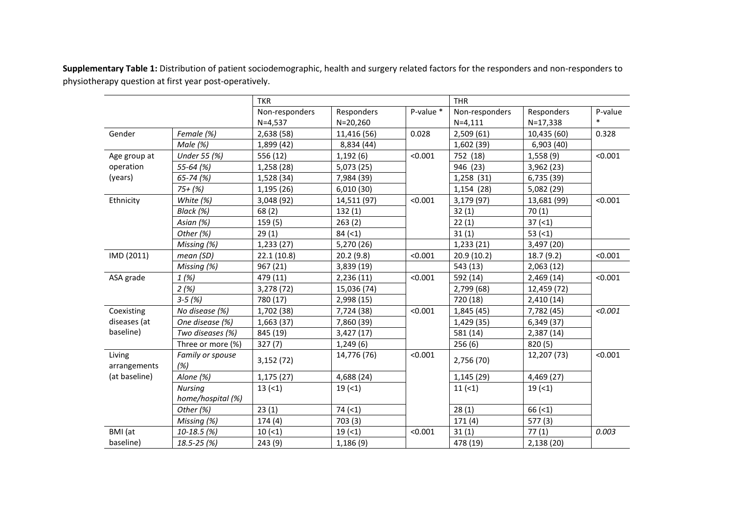**Supplementary Table 1:** Distribution of patient sociodemographic, health and surgery related factors for the responders and non-responders to physiotherapy question at first year post-operatively.

| | | TKR | | | THR | | |
|---|---|---|---|---|---|---|---|
| | | Non-responders N=4,537 | Responders N=20,260 | P-value * | Non-responders N=4,111 | Responders N=17,338 | P-value * |
| Gender | *Female (%)* | 2,638 (58) | 11,416 (56) | 0.028 | 2,509 (61) | 10,435 (60) | 0.328 |
| | *Male (%)* | 1,899 (42) | 8,834 (44) | | 1,602 (39) | 6,903 (40) | |
| Age group at operation (years) | *Under 55 (%)* | 556 (12) | 1,192 (6) | <0.001 | 752 (18) | 1,558 (9) | <0.001 |
| | *55-64 (%)* | 1,258 (28) | 5,073 (25) | | 946 (23) | 3,962 (23) | |
| | *65-74 (%)* | 1,528 (34) | 7,984 (39) | | 1,258 (31) | 6,735 (39) | |
| | *75+ (%)* | 1,195 (26) | 6,010 (30) | | 1,154 (28) | 5,082 (29) | |
| Ethnicity | *White (%)* | 3,048 (92) | 14,511 (97) | <0.001 | 3,179 (97) | 13,681 (99) | <0.001 |
| | *Black (%)* | 68 (2) | 132 (1) | | 32 (1) | 70 (1) | |
| | *Asian (%)* | 159 (5) | 263 (2) | | 22 (1) | 37 (<1) | |
| | *Other (%)* | 29 (1) | 84 (<1) | | 31 (1) | 53 (<1) | |
| | *Missing (%)* | 1,233 (27) | 5,270 (26) | | 1,233 (21) | 3,497 (20) | |
| IMD (2011) | *mean (SD)* | 22.1 (10.8) | 20.2 (9.8) | <0.001 | 20.9 (10.2) | 18.7 (9.2) | <0.001 |
| | *Missing (%)* | 967 (21) | 3,839 (19) | | 543 (13) | 2,063 (12) | |
| ASA grade | *1 (%)* | 479 (11) | 2,236 (11) | <0.001 | 592 (14) | 2,469 (14) | <0.001 |
| | *2 (%)* | 3,278 (72) | 15,036 (74) | | 2,799 (68) | 12,459 (72) | |
| | *3-5 (%)* | 780 (17) | 2,998 (15) | | 720 (18) | 2,410 (14) | |
| Coexisting diseases (at baseline) | *No disease (%)* | 1,702 (38) | 7,724 (38) | <0.001 | 1,845 (45) | 7,782 (45) | *<0.001* |
| | *One disease (%)* | 1,663 (37) | 7,860 (39) | | 1,429 (35) | 6,349 (37) | |
| | *Two diseases (%)* | 845 (19) | 3,427 (17) | | 581 (14) | 2,387 (14) | |
| | Three or more (%) | 327 (7) | 1,249 (6) | | 256 (6) | 820 (5) | |
| Living arrangements (at baseline) | *Family or spouse (%)* | 3,152 (72) | 14,776 (76) | <0.001 | 2,756 (70) | 12,207 (73) | <0.001 |
| | *Alone (%)* | 1,175 (27) | 4,688 (24) | | 1,145 (29) | 4,469 (27) | |
| | *Nursing home/hospital (%)* | 13 (<1) | 19 (<1) | | 11 (<1) | 19 (<1) | |
| | *Other (%)* | 23 (1) | 74 (<1) | | 28 (1) | 66 (<1) | |
| | *Missing (%)* | 174 (4) | 703 (3) | | 171 (4) | 577 (3) | |
| BMI (at baseline) | *10-18.5 (%)* | 10 (<1) | 19 (<1) | <0.001 | 31 (1) | 77 (1) | *0.003* |
| | *18.5-25 (%)* | 243 (9) | 1,186 (9) | | 478 (19) | 2,138 (20) | |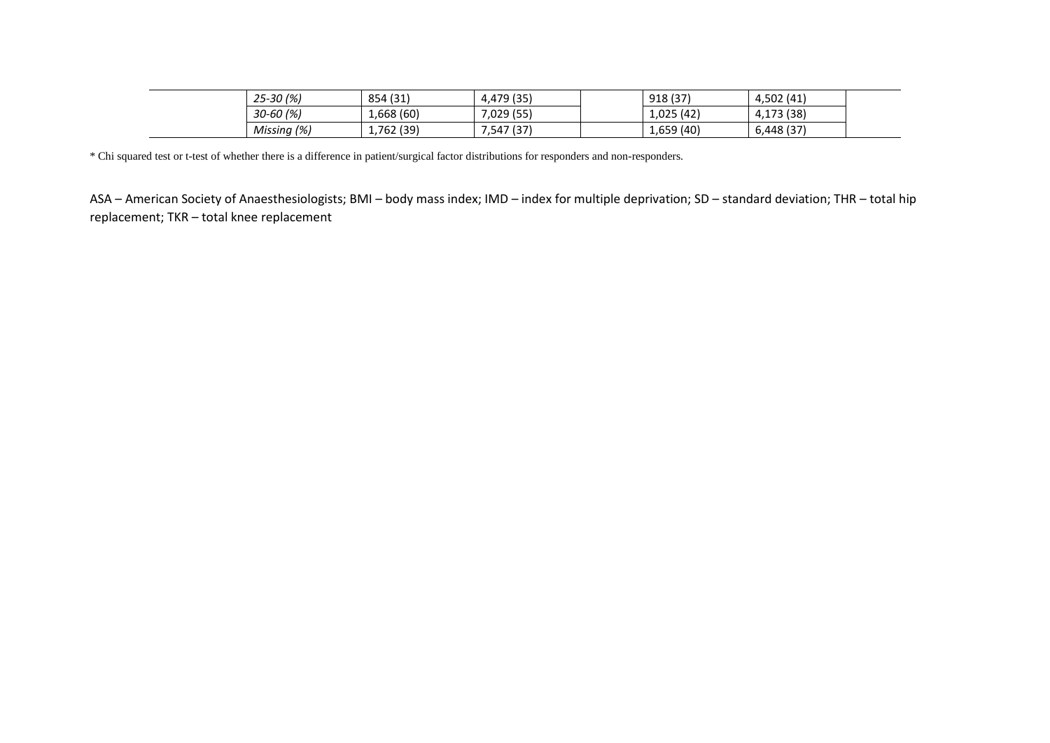| | | | | | | | |
|---|---|---|---|---|---|---|---|
| | *25-30 (%)* | 854 (31) | 4,479 (35) | | 918 (37) | 4,502 (41) | |
| | *30-60 (%)* | 1,668 (60) | 7,029 (55) | | 1,025 (42) | 4,173 (38) | |
| | *Missing (%)* | 1,762 (39) | 7,547 (37) | | 1,659 (40) | 6,448 (37) | |

* Chi squared test or t-test of whether there is a difference in patient/surgical factor distributions for responders and non-responders.

ASA – American Society of Anaesthesiologists; BMI – body mass index; IMD – index for multiple deprivation; SD – standard deviation; THR – total hip replacement; TKR – total knee replacement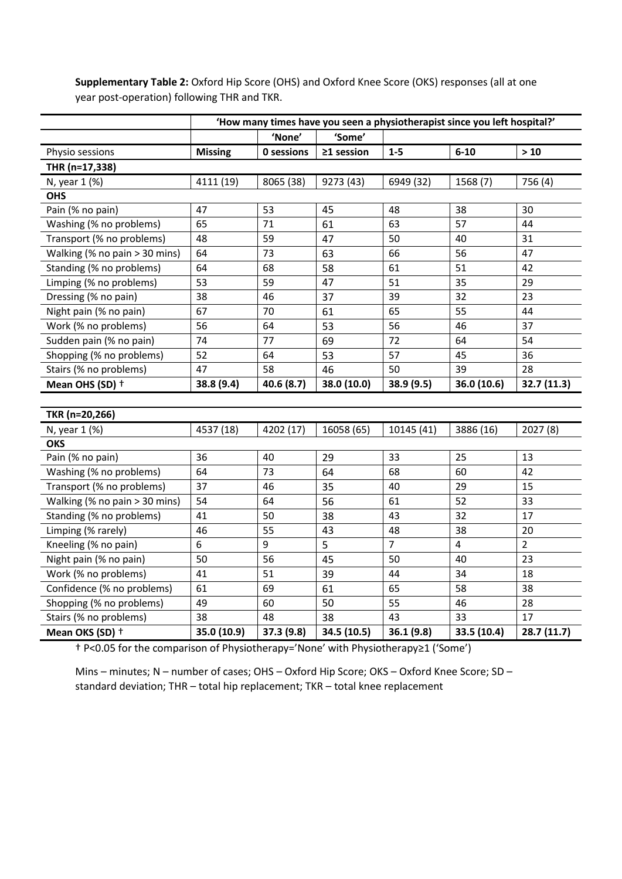**Supplementary Table 2:** Oxford Hip Score (OHS) and Oxford Knee Score (OKS) responses (all at one year post-operation) following THR and TKR.

| | 'How many times have you seen a physiotherapist since you left hospital?' | | | | | |
|---|---|---|---|---|---|---|
| | | 'None' | 'Some' | | | |
| Physio sessions | **Missing** | **0 sessions** | **≥1 session** | **1-5** | **6-10** | **> 10** |
| **THR (n=17,338)** | | | | | | |
| N, year 1 (%) | 4111 (19) | 8065 (38) | 9273 (43) | 6949 (32) | 1568 (7) | 756 (4) |
| **OHS** | | | | | | |
| Pain (% no pain) | 47 | 53 | 45 | 48 | 38 | 30 |
| Washing (% no problems) | 65 | 71 | 61 | 63 | 57 | 44 |
| Transport (% no problems) | 48 | 59 | 47 | 50 | 40 | 31 |
| Walking (% no pain > 30 mins) | 64 | 73 | 63 | 66 | 56 | 47 |
| Standing (% no problems) | 64 | 68 | 58 | 61 | 51 | 42 |
| Limping (% no problems) | 53 | 59 | 47 | 51 | 35 | 29 |
| Dressing (% no pain) | 38 | 46 | 37 | 39 | 32 | 23 |
| Night pain (% no pain) | 67 | 70 | 61 | 65 | 55 | 44 |
| Work (% no problems) | 56 | 64 | 53 | 56 | 46 | 37 |
| Sudden pain (% no pain) | 74 | 77 | 69 | 72 | 64 | 54 |
| Shopping (% no problems) | 52 | 64 | 53 | 57 | 45 | 36 |
| Stairs (% no problems) | 47 | 58 | 46 | 50 | 39 | 28 |
| **Mean OHS (SD) †** | **38.8 (9.4)** | **40.6 (8.7)** | **38.0 (10.0)** | **38.9 (9.5)** | **36.0 (10.6)** | **32.7 (11.3)** |
| **TKR (n=20,266)** | | | | | | |
| N, year 1 (%) | 4537 (18) | 4202 (17) | 16058 (65) | 10145 (41) | 3886 (16) | 2027 (8) |
| **OKS** | | | | | | |
| Pain (% no pain) | 36 | 40 | 29 | 33 | 25 | 13 |
| Washing (% no problems) | 64 | 73 | 64 | 68 | 60 | 42 |
| Transport (% no problems) | 37 | 46 | 35 | 40 | 29 | 15 |
| Walking (% no pain > 30 mins) | 54 | 64 | 56 | 61 | 52 | 33 |
| Standing (% no problems) | 41 | 50 | 38 | 43 | 32 | 17 |
| Limping (% rarely) | 46 | 55 | 43 | 48 | 38 | 20 |
| Kneeling (% no pain) | 6 | 9 | 5 | 7 | 4 | 2 |
| Night pain (% no pain) | 50 | 56 | 45 | 50 | 40 | 23 |
| Work (% no problems) | 41 | 51 | 39 | 44 | 34 | 18 |
| Confidence (% no problems) | 61 | 69 | 61 | 65 | 58 | 38 |
| Shopping (% no problems) | 49 | 60 | 50 | 55 | 46 | 28 |
| Stairs (% no problems) | 38 | 48 | 38 | 43 | 33 | 17 |
| **Mean OKS (SD) †** | **35.0 (10.9)** | **37.3 (9.8)** | **34.5 (10.5)** | **36.1 (9.8)** | **33.5 (10.4)** | **28.7 (11.7)** |

† $P<0.05$ for the comparison of Physiotherapy='None' with Physiotherapy≥1 ('Some')

Mins – minutes; N – number of cases; OHS – Oxford Hip Score; OKS – Oxford Knee Score; SD – standard deviation; THR – total hip replacement; TKR – total knee replacement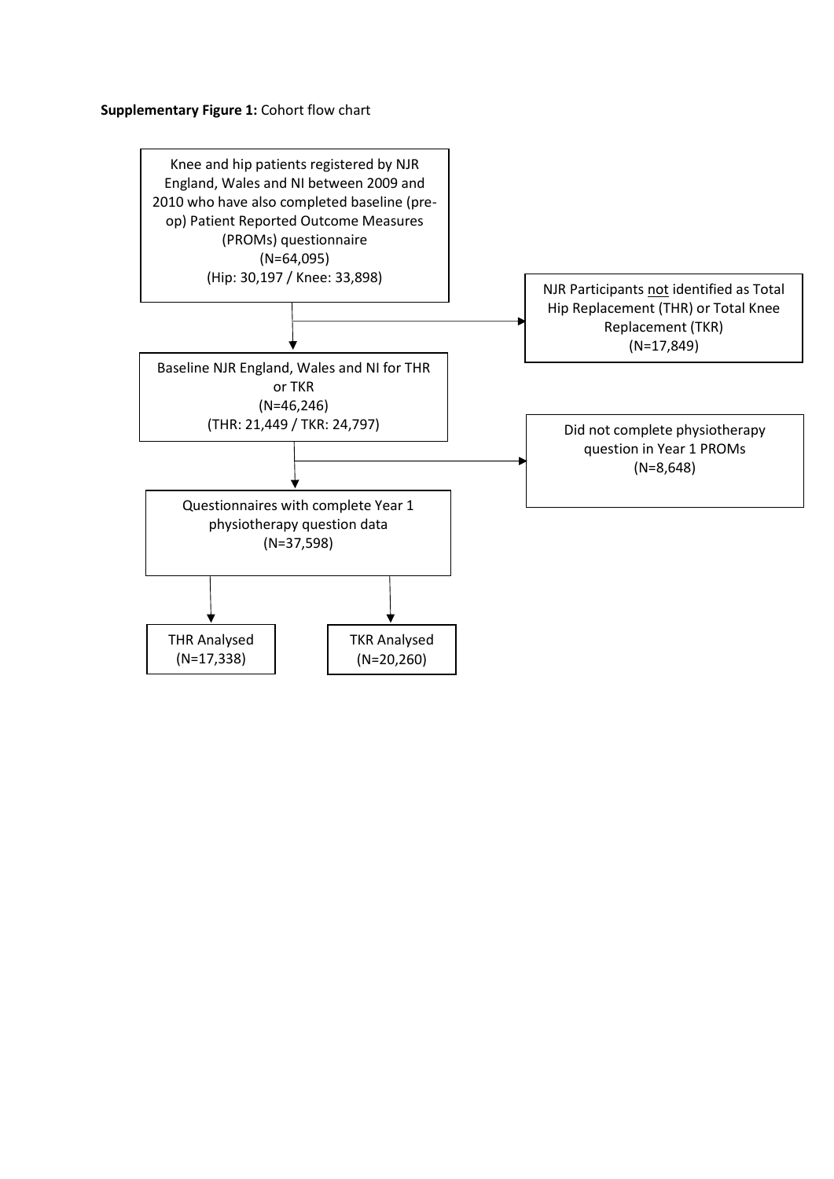**Supplementary Figure 1:** Cohort flow chart

Knee and hip patients registered by NJR England, Wales and NI between 2009 and 2010 who have also completed baseline (pre-op) Patient Reported Outcome Measures (PROMs) questionnaire
(N=64,095)
(Hip: 30,197 / Knee: 33,898)

NJR Participants not identified as Total Hip Replacement (THR) or Total Knee Replacement (TKR)
(N=17,849)

Baseline NJR England, Wales and NI for THR or TKR
(N=46,246)
(THR: 21,449 / TKR: 24,797)

Did not complete physiotherapy question in Year 1 PROMs
(N=8,648)

Questionnaires with complete Year 1 physiotherapy question data
(N=37,598)

THR Analysed
(N=17,338)

TKR Analysed
(N=20,260)